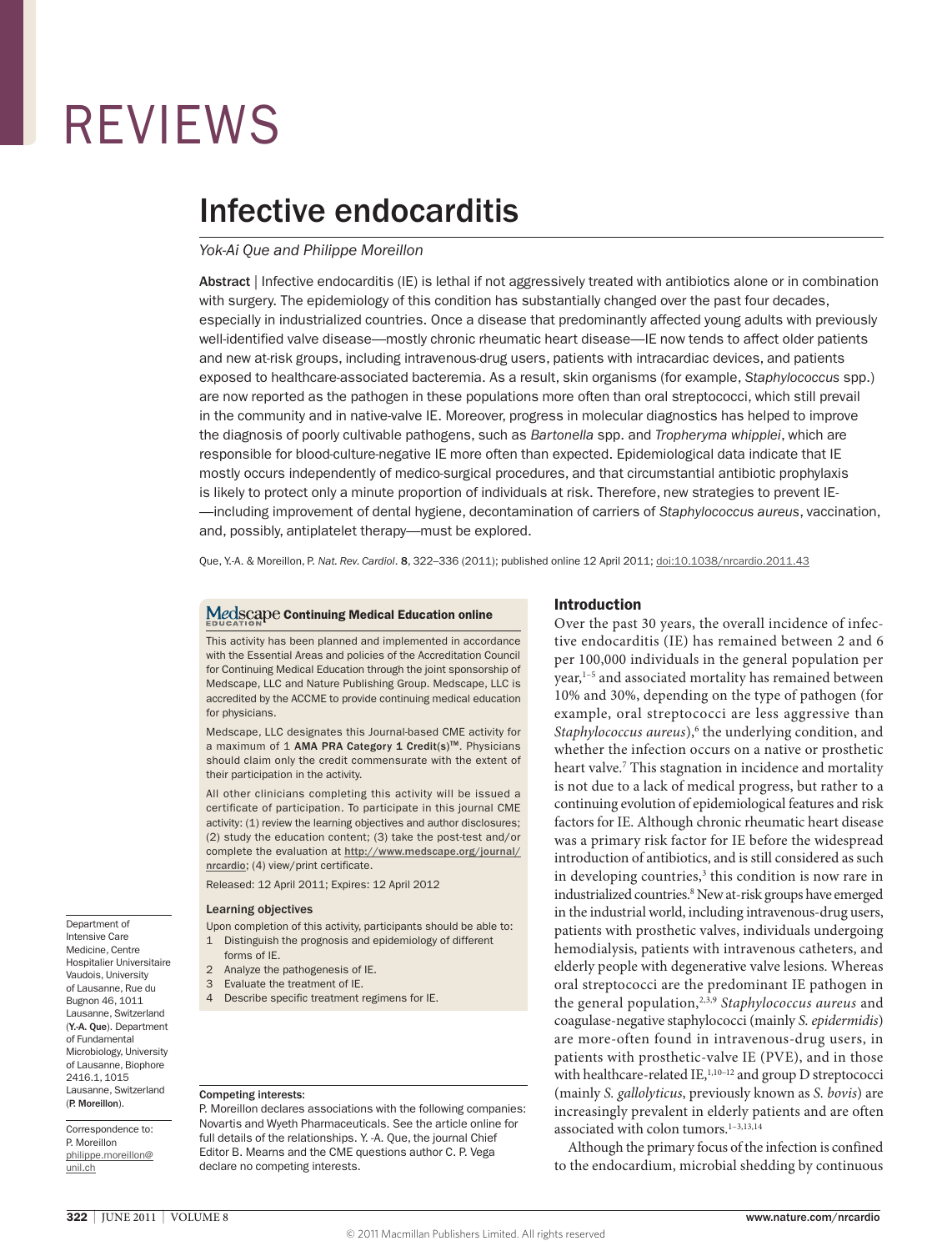# REVIEWS

# Infective endocarditis

*Yok-Ai Que and Philippe Moreillon*

**Abstract** | Infective endocarditis (IE) is lethal if not aggressively treated with antibiotics alone or in combination with surgery. The epidemiology of this condition has substantially changed over the past four decades, especially in industrialized countries. Once a disease that predominantly affected young adults with previously well-identified valve disease—mostly chronic rheumatic heart disease—IE now tends to affect older patients and new at-risk groups, including intravenous-drug users, patients with intracardiac devices, and patients exposed to healthcare-associated bacteremia. As a result, skin organisms (for example, *Staphylococcus* spp.) are now reported as the pathogen in these populations more often than oral streptococci, which still prevail in the community and in native-valve IE. Moreover, progress in molecular diagnostics has helped to improve the diagnosis of poorly cultivable pathogens, such as *Bartonella* spp. and *Tropheryma whipplei*, which are responsible for blood-culture-negative IE more often than expected. Epidemiological data indicate that IE mostly occurs independently of medico-surgical procedures, and that circumstantial antibiotic prophylaxis is likely to protect only a minute proportion of individuals at risk. Therefore, new strategies to prevent IE-—including improvement of dental hygiene, decontamination of carriers of *Staphylococcus aureus*, vaccination, and, possibly, antiplatelet therapy—must be explored.

Que, Y.-A. & Moreillon, P. *Nat. Rev. Cardiol.* **8**, 322–336 (2011); published online 12 April 2011; doi:10.1038/nrcardio.2011.43

**Medscape Continuing Medical Education online**

This activity has been planned and implemented in accordance with the Essential Areas and policies of the Accreditation Council for Continuing Medical Education through the joint sponsorship of Medscape, LLC and Nature Publishing Group. Medscape, LLC is accredited by the ACCME to provide continuing medical education for physicians.

Medscape, LLC designates this Journal-based CME activity for a maximum of 1 **AMA PRA Category 1 Credit(s)™**. Physicians should claim only the credit commensurate with the extent of their participation in the activity.

All other clinicians completing this activity will be issued a certificate of participation. To participate in this journal CME activity: (1) review the learning objectives and author disclosures; (2) study the education content; (3) take the post-test and/or complete the evaluation at **http://www.medscape.org/journal/nrcardio**; (4) view/print certificate.

Released: 12 April 2011; Expires: 12 April 2012

**Learning objectives**

Upon completion of this activity, participants should be able to:

1. Distinguish the prognosis and epidemiology of different forms of IE.
2. Analyze the pathogenesis of IE.
3. Evaluate the treatment of IE.
4. Describe specific treatment regimens for IE.

**Competing interests:**
P. Moreillon declares associations with the following companies: Novartis and Wyeth Pharmaceuticals. See the article online for full details of the relationships. Y. -A. Que, the journal Chief Editor B. Mearns and the CME questions author C. P. Vega declare no competing interests.

Department of Intensive Care Medicine, Centre Hospitalier Universitaire Vaudois, University of Lausanne, Rue du Bugnon 46, 1011 Lausanne, Switzerland (**Y.-A. Que**). Department of Fundamental Microbiology, University of Lausanne, Biophore 2416.1, 1015 Lausanne, Switzerland (**P. Moreillon**).

Correspondence to: P. Moreillon philippe.moreillon@unil.ch

## Introduction

Over the past 30 years, the overall incidence of infective endocarditis (IE) has remained between 2 and 6 per 100,000 individuals in the general population per year,[1–5] and associated mortality has remained between 10% and 30%, depending on the type of pathogen (for example, oral streptococci are less aggressive than *Staphylococcus aureus*),[6] the underlying condition, and whether the infection occurs on a native or prosthetic heart valve.[7] This stagnation in incidence and mortality is not due to a lack of medical progress, but rather to a continuing evolution of epidemiological features and risk factors for IE. Although chronic rheumatic heart disease was a primary risk factor for IE before the widespread introduction of antibiotics, and is still considered as such in developing countries,[3] this condition is now rare in industrialized countries.[8] New at-risk groups have emerged in the industrial world, including intravenous-drug users, patients with prosthetic valves, individuals undergoing hemodialysis, patients with intravenous catheters, and elderly people with degenerative valve lesions. Whereas oral streptococci are the predominant IE pathogen in the general population,[2,3,9] *Staphylococcus aureus* and coagulase-negative staphylococci (mainly *S. epidermidis*) are more-often found in intravenous-drug users, in patients with prosthetic-valve IE (PVE), and in those with healthcare-related IE,[1,10–12] and group D streptococci (mainly *S. gallolyticus*, previously known as *S. bovis*) are increasingly prevalent in elderly patients and are often associated with colon tumors.[1–3,13,14]

Although the primary focus of the infection is confined to the endocardium, microbial shedding by continuous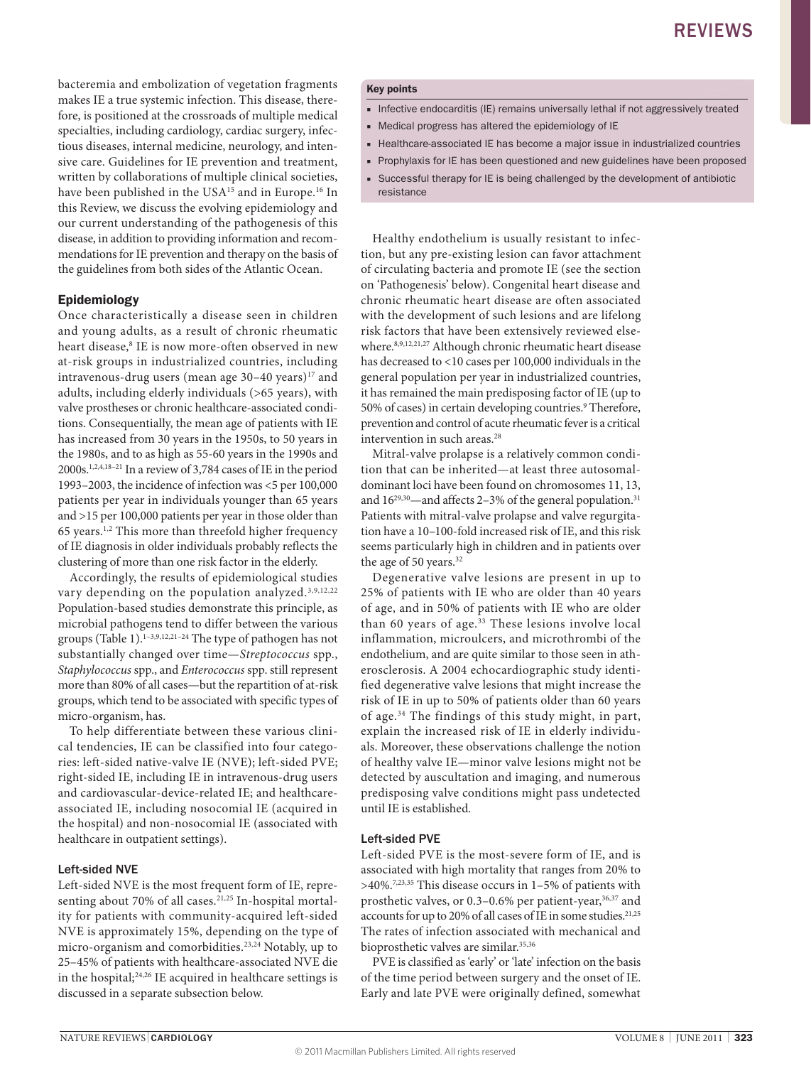bacteremia and embolization of vegetation fragments makes IE a true systemic infection. This disease, therefore, is positioned at the crossroads of multiple medical specialties, including cardiology, cardiac surgery, infectious diseases, internal medicine, neurology, and intensive care. Guidelines for IE prevention and treatment, written by collaborations of multiple clinical societies, have been published in the USA[15] and in Europe.[16] In this Review, we discuss the evolving epidemiology and our current understanding of the pathogenesis of this disease, in addition to providing information and recommendations for IE prevention and therapy on the basis of the guidelines from both sides of the Atlantic Ocean.

## Epidemiology

Once characteristically a disease seen in children and young adults, as a result of chronic rheumatic heart disease,[8] IE is now more-often observed in new at-risk groups in industrialized countries, including intravenous-drug users (mean age 30–40 years)[17] and adults, including elderly individuals (>65 years), with valve prostheses or chronic healthcare-associated conditions. Consequentially, the mean age of patients with IE has increased from 30 years in the 1950s, to 50 years in the 1980s, and to as high as 55-60 years in the 1990s and 2000s.[1,2,4,18–21] In a review of 3,784 cases of IE in the period 1993–2003, the incidence of infection was <5 per 100,000 patients per year in individuals younger than 65 years and >15 per 100,000 patients per year in those older than 65 years.[1,2] This more than threefold higher frequency of IE diagnosis in older individuals probably reflects the clustering of more than one risk factor in the elderly.

Accordingly, the results of epidemiological studies vary depending on the population analyzed.[3,9,12,22] Population-based studies demonstrate this principle, as microbial pathogens tend to differ between the various groups (Table 1).[1–3,9,12,21–24] The type of pathogen has not substantially changed over time—*Streptococcus* spp., *Staphylococcus* spp., and *Enterococcus* spp. still represent more than 80% of all cases—but the repartition of at-risk groups, which tend to be associated with specific types of micro-organism, has.

To help differentiate between these various clinical tendencies, IE can be classified into four categories: left-sided native-valve IE (NVE); left-sided PVE; right-sided IE, including IE in intravenous-drug users and cardiovascular-device-related IE; and healthcare-associated IE, including nosocomial IE (acquired in the hospital) and non-nosocomial IE (associated with healthcare in outpatient settings).

### Left-sided NVE

Left-sided NVE is the most frequent form of IE, representing about 70% of all cases.[21,25] In-hospital mortality for patients with community-acquired left-sided NVE is approximately 15%, depending on the type of micro-organism and comorbidities.[23,24] Notably, up to 25–45% of patients with healthcare-associated NVE die in the hospital;[24,26] IE acquired in healthcare settings is discussed in a separate subsection below.

**Key points**

- Infective endocarditis (IE) remains universally lethal if not aggressively treated
- Medical progress has altered the epidemiology of IE
- Healthcare-associated IE has become a major issue in industrialized countries
- Prophylaxis for IE has been questioned and new guidelines have been proposed
- Successful therapy for IE is being challenged by the development of antibiotic resistance

Healthy endothelium is usually resistant to infection, but any pre-existing lesion can favor attachment of circulating bacteria and promote IE (see the section on 'Pathogenesis' below). Congenital heart disease and chronic rheumatic heart disease are often associated with the development of such lesions and are lifelong risk factors that have been extensively reviewed elsewhere.[8,9,12,21,27] Although chronic rheumatic heart disease has decreased to <10 cases per 100,000 individuals in the general population per year in industrialized countries, it has remained the main predisposing factor of IE (up to 50% of cases) in certain developing countries.[9] Therefore, prevention and control of acute rheumatic fever is a critical intervention in such areas.[28]

Mitral-valve prolapse is a relatively common condition that can be inherited—at least three autosomal-dominant loci have been found on chromosomes 11, 13, and 16[29,30]—and affects 2–3% of the general population.[31] Patients with mitral-valve prolapse and valve regurgitation have a 10–100-fold increased risk of IE, and this risk seems particularly high in children and in patients over the age of 50 years.[32]

Degenerative valve lesions are present in up to 25% of patients with IE who are older than 40 years of age, and in 50% of patients with IE who are older than 60 years of age.[33] These lesions involve local inflammation, microulcers, and microthrombi of the endothelium, and are quite similar to those seen in atherosclerosis. A 2004 echocardiographic study identified degenerative valve lesions that might increase the risk of IE in up to 50% of patients older than 60 years of age.[34] The findings of this study might, in part, explain the increased risk of IE in elderly individuals. Moreover, these observations challenge the notion of healthy valve IE—minor valve lesions might not be detected by auscultation and imaging, and numerous predisposing valve conditions might pass undetected until IE is established.

### Left-sided PVE

Left-sided PVE is the most-severe form of IE, and is associated with high mortality that ranges from 20% to >40%.[7,23,35] This disease occurs in 1–5% of patients with prosthetic valves, or 0.3–0.6% per patient-year,[36,37] and accounts for up to 20% of all cases of IE in some studies.[21,25] The rates of infection associated with mechanical and bioprosthetic valves are similar.[35,36]

PVE is classified as 'early' or 'late' infection on the basis of the time period between surgery and the onset of IE. Early and late PVE were originally defined, somewhat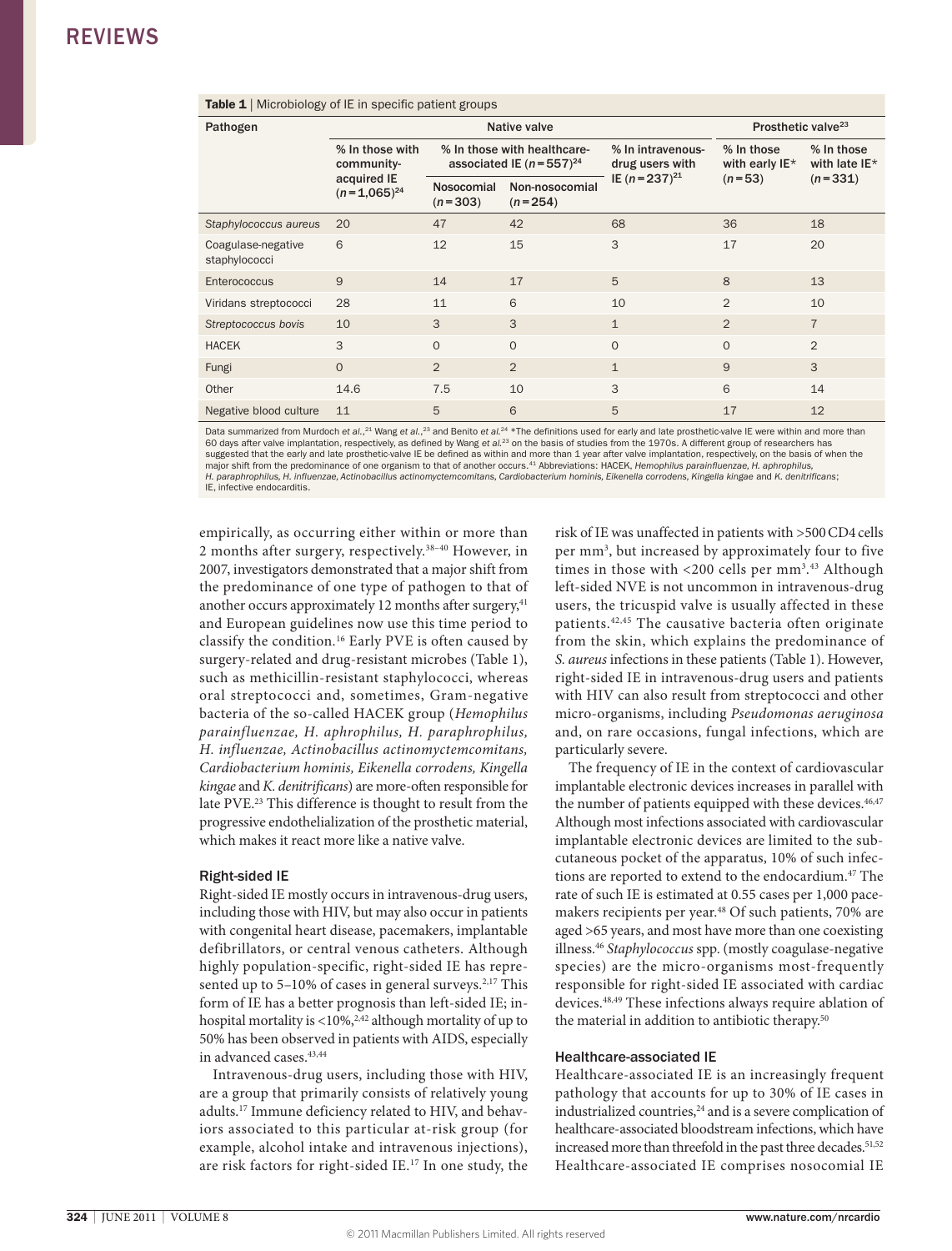**Table 1** | Microbiology of IE in specific patient groups

| Pathogen | Native valve | | | | Prosthetic valve[23] | |
|---|---|---|---|---|---|---|
| | % In those with community-acquired IE ($n$ = 1,065)[24] | % In those with healthcare-associated IE ($n$ = 557)[24] | | % In intravenous-drug users with IE ($n$ = 237)[21] | % In those with early IE* ($n$ = 53) | % In those with late IE* ($n$ = 331) |
| | | Nosocomial ($n$ = 303) | Non-nosocomial ($n$ = 254) | | | |
| *Staphylococcus aureus* | 20 | 47 | 42 | 68 | 36 | 18 |
| Coagulase-negative staphylococci | 6 | 12 | 15 | 3 | 17 | 20 |
| Enterococcus | 9 | 14 | 17 | 5 | 8 | 13 |
| Viridans streptococci | 28 | 11 | 6 | 10 | 2 | 10 |
| *Streptococcus bovis* | 10 | 3 | 3 | 1 | 2 | 7 |
| HACEK | 3 | 0 | 0 | 0 | 0 | 2 |
| Fungi | 0 | 2 | 2 | 1 | 9 | 3 |
| Other | 14.6 | 7.5 | 10 | 3 | 6 | 14 |
| Negative blood culture | 11 | 5 | 6 | 5 | 17 | 12 |

Data summarized from Murdoch *et al.*,[21] Wang *et al.*,[23] and Benito *et al.*[24] *The definitions used for early and late prosthetic-valve IE were within and more than 60 days after valve implantation, respectively, as defined by Wang *et al.*[23] on the basis of studies from the 1970s. A different group of researchers has suggested that the early and late prosthetic-valve IE be defined as within and more than 1 year after valve implantation, respectively, on the basis of when the major shift from the predominance of one organism to that of another occurs.[41] Abbreviations: HACEK, *Hemophilus parainfluenzae, H. aphrophilus, H. paraphrophilus, H. influenzae, Actinobacillus actinomycetemcomitans, Cardiobacterium hominis, Eikenella corrodens, Kingella kingae* and *K. denitrificans*; IE, infective endocarditis.

empirically, as occurring either within or more than 2 months after surgery, respectively.[38–40] However, in 2007, investigators demonstrated that a major shift from the predominance of one type of pathogen to that of another occurs approximately 12 months after surgery,[41] and European guidelines now use this time period to classify the condition.[16] Early PVE is often caused by surgery-related and drug-resistant microbes (Table 1), such as methicillin-resistant staphylococci, whereas oral streptococci and, sometimes, Gram-negative bacteria of the so-called HACEK group (*Hemophilus parainfluenzae, H. aphrophilus, H. paraphrophilus, H. influenzae, Actinobacillus actinomyctemcomitans, Cardiobacterium hominis, Eikenella corrodens, Kingella kingae* and *K. denitrificans*) are more-often responsible for late PVE.[23] This difference is thought to result from the progressive endothelialization of the prosthetic material, which makes it react more like a native valve.

### Right-sided IE

Right-sided IE mostly occurs in intravenous-drug users, including those with HIV, but may also occur in patients with congenital heart disease, pacemakers, implantable defibrillators, or central venous catheters. Although highly population-specific, right-sided IE has represented up to 5–10% of cases in general surveys.[2,17] This form of IE has a better prognosis than left-sided IE; in-hospital mortality is <10%,[2,42] although mortality of up to 50% has been observed in patients with AIDS, especially in advanced cases.[43,44]

Intravenous-drug users, including those with HIV, are a group that primarily consists of relatively young adults.[17] Immune deficiency related to HIV, and behaviors associated to this particular at-risk group (for example, alcohol intake and intravenous injections), are risk factors for right-sided IE.[17] In one study, the risk of IE was unaffected in patients with >500 CD4 cells per $mm^3$, but increased by approximately four to five times in those with <200 cells per $mm^3$.[43] Although left-sided NVE is not uncommon in intravenous-drug users, the tricuspid valve is usually affected in these patients.[42,45] The causative bacteria often originate from the skin, which explains the predominance of *S. aureus* infections in these patients (Table 1). However, right-sided IE in intravenous-drug users and patients with HIV can also result from streptococci and other micro-organisms, including *Pseudomonas aeruginosa* and, on rare occasions, fungal infections, which are particularly severe.

The frequency of IE in the context of cardiovascular implantable electronic devices increases in parallel with the number of patients equipped with these devices.[46,47] Although most infections associated with cardiovascular implantable electronic devices are limited to the subcutaneous pocket of the apparatus, 10% of such infections are reported to extend to the endocardium.[47] The rate of such IE is estimated at 0.55 cases per 1,000 pacemakers recipients per year.[48] Of such patients, 70% are aged >65 years, and most have more than one coexisting illness.[46] *Staphylococcus* spp. (mostly coagulase-negative species) are the micro-organisms most-frequently responsible for right-sided IE associated with cardiac devices.[48,49] These infections always require ablation of the material in addition to antibiotic therapy.[50]

### Healthcare-associated IE

Healthcare-associated IE is an increasingly frequent pathology that accounts for up to 30% of IE cases in industrialized countries,[24] and is a severe complication of healthcare-associated bloodstream infections, which have increased more than threefold in the past three decades.[51,52] Healthcare-associated IE comprises nosocomial IE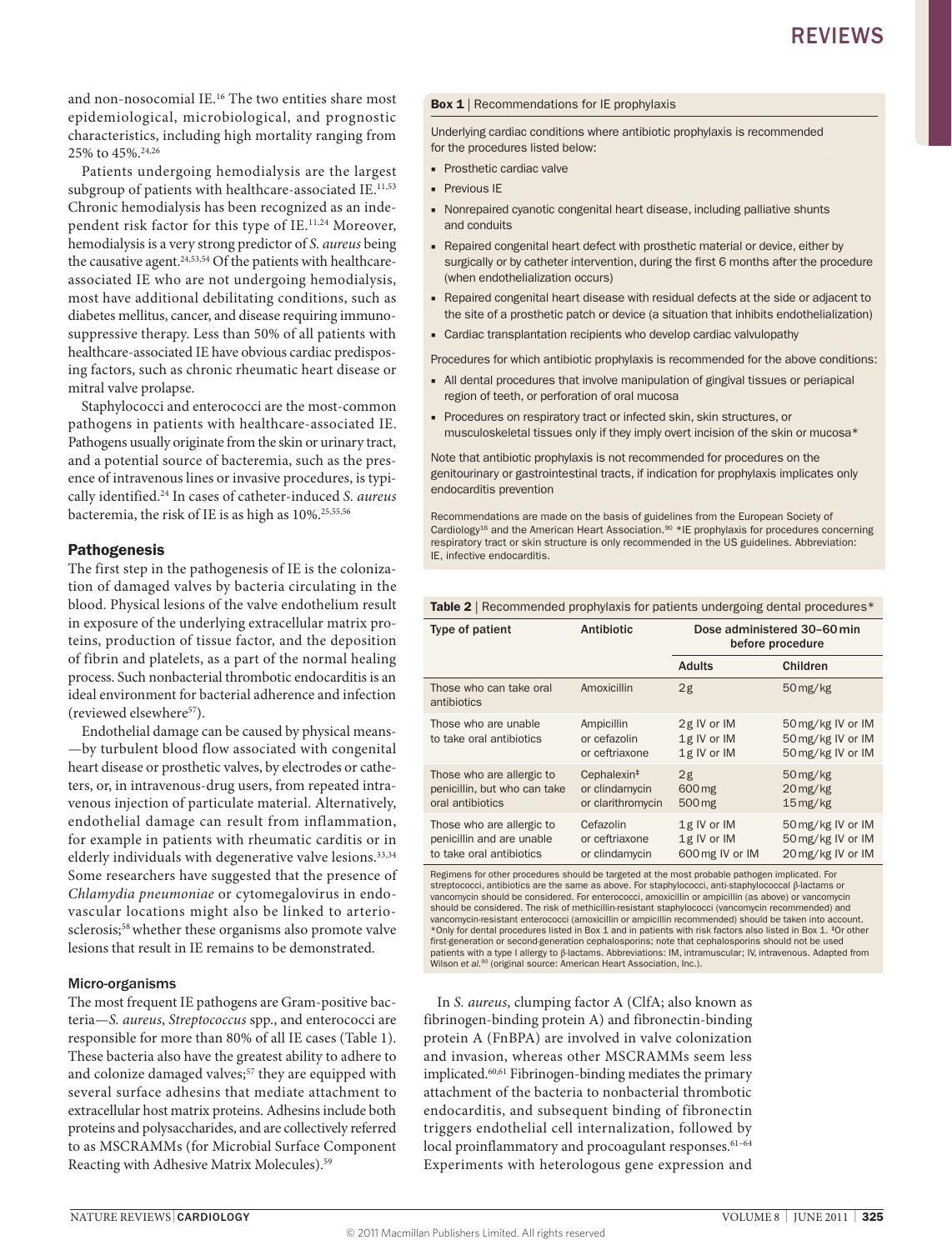and non-nosocomial IE.[16] The two entities share most epidemiological, microbiological, and prognostic characteristics, including high mortality ranging from 25% to 45%.[24,26]

Patients undergoing hemodialysis are the largest subgroup of patients with healthcare-associated IE.[11,53] Chronic hemodialysis has been recognized as an independent risk factor for this type of IE.[11,24] Moreover, hemodialysis is a very strong predictor of *S. aureus* being the causative agent.[24,53,54] Of the patients with healthcare-associated IE who are not undergoing hemodialysis, most have additional debilitating conditions, such as diabetes mellitus, cancer, and disease requiring immunosuppressive therapy. Less than 50% of all patients with healthcare-associated IE have obvious cardiac predisposing factors, such as chronic rheumatic heart disease or mitral valve prolapse.

Staphylococci and enterococci are the most-common pathogens in patients with healthcare-associated IE. Pathogens usually originate from the skin or urinary tract, and a potential source of bacteremia, such as the presence of intravenous lines or invasive procedures, is typically identified.[24] In cases of catheter-induced *S. aureus* bacteremia, the risk of IE is as high as 10%.[25,55,56]

## Pathogenesis

The first step in the pathogenesis of IE is the colonization of damaged valves by bacteria circulating in the blood. Physical lesions of the valve endothelium result in exposure of the underlying extracellular matrix proteins, production of tissue factor, and the deposition of fibrin and platelets, as a part of the normal healing process. Such nonbacterial thrombotic endocarditis is an ideal environment for bacterial adherence and infection (reviewed elsewhere[57]).

Endothelial damage can be caused by physical means—by turbulent blood flow associated with congenital heart disease or prosthetic valves, by electrodes or catheters, or, in intravenous-drug users, from repeated intravenous injection of particulate material. Alternatively, endothelial damage can result from inflammation, for example in patients with rheumatic carditis or in elderly individuals with degenerative valve lesions.[33,34] Some researchers have suggested that the presence of *Chlamydia pneumoniae* or cytomegalovirus in endovascular locations might also be linked to arteriosclerosis;[58] whether these organisms also promote valve lesions that result in IE remains to be demonstrated.

### Micro-organisms

The most frequent IE pathogens are Gram-positive bacteria—*S. aureus*, *Streptococcus* spp., and enterococci are responsible for more than 80% of all IE cases (Table 1). These bacteria also have the greatest ability to adhere to and colonize damaged valves;[57] they are equipped with several surface adhesins that mediate attachment to extracellular host matrix proteins. Adhesins include both proteins and polysaccharides, and are collectively referred to as MSCRAMMs (for Microbial Surface Component Reacting with Adhesive Matrix Molecules).[59]

**Box 1** | Recommendations for IE prophylaxis

Underlying cardiac conditions where antibiotic prophylaxis is recommended for the procedures listed below:

- Prosthetic cardiac valve
- Previous IE
- Nonrepaired cyanotic congenital heart disease, including palliative shunts and conduits
- Repaired congenital heart defect with prosthetic material or device, either by surgically or by catheter intervention, during the first 6 months after the procedure (when endothelialization occurs)
- Repaired congenital heart disease with residual defects at the side or adjacent to the site of a prosthetic patch or device (a situation that inhibits endothelialization)
- Cardiac transplantation recipients who develop cardiac valvulopathy

Procedures for which antibiotic prophylaxis is recommended for the above conditions:

- All dental procedures that involve manipulation of gingival tissues or periapical region of teeth, or perforation of oral mucosa
- Procedures on respiratory tract or infected skin, skin structures, or musculoskeletal tissues only if they imply overt incision of the skin or mucosa*

Note that antibiotic prophylaxis is not recommended for procedures on the genitourinary or gastrointestinal tracts, if indication for prophylaxis implicates only endocarditis prevention

Recommendations are made on the basis of guidelines from the European Society of Cardiology[16] and the American Heart Association.[90] *IE prophylaxis for procedures concerning respiratory tract or skin structure is only recommended in the US guidelines. Abbreviation: IE, infective endocarditis.

**Table 2** | Recommended prophylaxis for patients undergoing dental procedures*

| Type of patient | Antibiotic | Dose administered 30–60 min before procedure | |
|---|---|---|---|
| | | Adults | Children |
| Those who can take oral antibiotics | Amoxicillin | 2 g | 50 mg/kg |
| Those who are unable to take oral antibiotics | Ampicillin<br>or cefazolin<br>or ceftriaxone | 2 g IV or IM<br>1 g IV or IM<br>1 g IV or IM | 50 mg/kg IV or IM<br>50 mg/kg IV or IM<br>50 mg/kg IV or IM |
| Those who are allergic to penicillin, but who can take oral antibiotics | Cephalexin‡<br>or clindamycin<br>or clarithromycin | 2 g<br>600 mg<br>500 mg | 50 mg/kg<br>20 mg/kg<br>15 mg/kg |
| Those who are allergic to penicillin and are unable to take oral antibiotics | Cefazolin<br>or ceftriaxone<br>or clindamycin | 1 g IV or IM<br>1 g IV or IM<br>600 mg IV or IM | 50 mg/kg IV or IM<br>50 mg/kg IV or IM<br>20 mg/kg IV or IM |

Regimens for other procedures should be targeted at the most probable pathogen implicated. For streptococci, antibiotics are the same as above. For staphylococci, anti-staphylococcal β-lactams or vancomycin should be considered. For enterococci, amoxicillin or ampicillin (as above) or vancomycin should be considered. The risk of methicillin-resistant staphylococci (vancomycin recommended) and vancomycin-resistant enterococci (amoxicillin or ampicillin recommended) should be taken into account. *Only for dental procedures listed in Box 1 and in patients with risk factors also listed in Box 1. ‡Or other first-generation or second-generation cephalosporins; note that cephalosporins should not be used patients with a type I allergy to β-lactams. Abbreviations: IM, intramuscular; IV, intravenous. Adapted from Wilson *et al.*[90] (original source: American Heart Association, Inc.).

In *S. aureus*, clumping factor A (ClfA; also known as fibrinogen-binding protein A) and fibronectin-binding protein A (FnBPA) are involved in valve colonization and invasion, whereas other MSCRAMMs seem less implicated.[60,61] Fibrinogen-binding mediates the primary attachment of the bacteria to nonbacterial thrombotic endocarditis, and subsequent binding of fibronectin triggers endothelial cell internalization, followed by local proinflammatory and procoagulant responses.[61–64] Experiments with heterologous gene expression and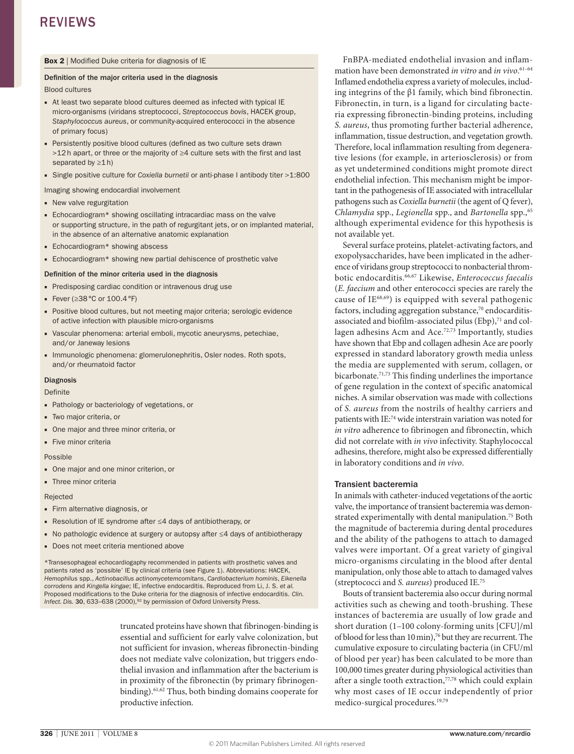**Box 2** | Modified Duke criteria for diagnosis of IE

**Definition of the major criteria used in the diagnosis**

Blood cultures

- At least two separate blood cultures deemed as infected with typical IE micro-organisms (viridans streptococci, *Streptococcus bovis*, HACEK group, *Staphylococcus aureus*, or community-acquired enterococci in the absence of primary focus)
- Persistently positive blood cultures (defined as two culture sets drawn >12 h apart, or three or the majority of ≥4 culture sets with the first and last separated by ≥1 h)
- Single positive culture for *Coxiella burnetii* or anti-phase I antibody titer >1:800

Imaging showing endocardial involvement

- New valve regurgitation
- Echocardiogram* showing oscillating intracardiac mass on the valve or supporting structure, in the path of regurgitant jets, or on implanted material, in the absence of an alternative anatomic explanation
- Echocardiogram* showing abscess
- Echocardiogram* showing new partial dehiscence of prosthetic valve

**Definition of the minor criteria used in the diagnosis**

- Predisposing cardiac condition or intravenous drug use
- Fever (≥38 °C or 100.4 °F)
- Positive blood cultures, but not meeting major criteria; serologic evidence of active infection with plausible micro-organisms
- Vascular phenomena: arterial emboli, mycotic aneurysms, petechiae, and/or Janeway lesions
- Immunologic phenomena: glomerulonephritis, Osler nodes. Roth spots, and/or rheumatoid factor

**Diagnosis**

Definite

- Pathology or bacteriology of vegetations, or
- Two major criteria, or
- One major and three minor criteria, or
- Five minor criteria

Possible

- One major and one minor criterion, or
- Three minor criteria

Rejected

- Firm alternative diagnosis, or
- Resolution of IE syndrome after ≤4 days of antibiotherapy, or
- No pathologic evidence at surgery or autopsy after ≤4 days of antibiotherapy
- Does not meet criteria mentioned above

*Transesophageal echocardiogaphy recommended in patients with prosthetic valves and patients rated as 'possible' IE by clinical criteria (see Figure 1). Abbreviations: HACEK, *Hemophilus* spp., *Actinobacillus actinomycetemcomitans*, *Cardiobacterium hominis*, *Eikenella corrodens* and *Kingella kingae*; IE, infective endocarditis. Reproduced from Li, J. S. *et al.* Proposed modifications to the Duke criteria for the diagnosis of infective endocarditis. *Clin. Infect. Dis.* **30**, 633–638 (2000),[92] by permission of Oxford University Press.

truncated proteins have shown that fibrinogen-binding is essential and sufficient for early valve colonization, but not sufficient for invasion, whereas fibronectin-binding does not mediate valve colonization, but triggers endothelial invasion and inflammation after the bacterium is in proximity of the fibronectin (by primary fibrinogen-binding).[61,62] Thus, both binding domains cooperate for productive infection.

FnBPA-mediated endothelial invasion and inflammation have been demonstrated *in vitro* and *in vivo*.[61–64] Inflamed endothelia express a variety of molecules, including integrins of the β1 family, which bind fibronectin. Fibronectin, in turn, is a ligand for circulating bacteria expressing fibronectin-binding proteins, including *S. aureus*, thus promoting further bacterial adherence, inflammation, tissue destruction, and vegetation growth. Therefore, local inflammation resulting from degenerative lesions (for example, in arteriosclerosis) or from as yet undetermined conditions might promote direct endothelial infection. This mechanism might be important in the pathogenesis of IE associated with intracellular pathogens such as *Coxiella burnetii* (the agent of Q fever), *Chlamydia* spp., *Legionella* spp., and *Bartonella* spp.,[65] although experimental evidence for this hypothesis is not available yet.

Several surface proteins, platelet-activating factors, and exopolysaccharides, have been implicated in the adherence of viridans group streptococci to nonbacterial thrombotic endocarditis.[66,67] Likewise, *Enterococcus faecalis* (*E. faecium* and other enterococci species are rarely the cause of IE[68,69]) is equipped with several pathogenic factors, including aggregation substance,[70] endocarditis-associated and biofilm-associated pilus (Ebp),[71] and collagen adhesins Acm and Ace.[72,73] Importantly, studies have shown that Ebp and collagen adhesin Ace are poorly expressed in standard laboratory growth media unless the media are supplemented with serum, collagen, or bicarbonate.[71,73] This finding underlines the importance of gene regulation in the context of specific anatomical niches. A similar observation was made with collections of *S. aureus* from the nostrils of healthy carriers and patients with IE:[74] wide interstrain variation was noted for *in vitro* adherence to fibrinogen and fibronectin, which did not correlate with *in vivo* infectivity. Staphylococcal adhesins, therefore, might also be expressed differentially in laboratory conditions and *in vivo*.

### Transient bacteremia

In animals with catheter-induced vegetations of the aortic valve, the importance of transient bacteremia was demonstrated experimentally with dental manipulation.[75] Both the magnitude of bacteremia during dental procedures and the ability of the pathogens to attach to damaged valves were important. Of a great variety of gingival micro-organisms circulating in the blood after dental manipulation, only those able to attach to damaged valves (streptococci and *S. aureus*) produced IE.[75]

Bouts of transient bacteremia also occur during normal activities such as chewing and tooth-brushing. These instances of bacteremia are usually of low grade and short duration (1–100 colony-forming units [CFU]/ml of blood for less than 10 min),[76] but they are recurrent. The cumulative exposure to circulating bacteria (in CFU/ml of blood per year) has been calculated to be more than 100,000 times greater during physiological activities than after a single tooth extraction,[77,78] which could explain why most cases of IE occur independently of prior medico-surgical procedures.[19,79]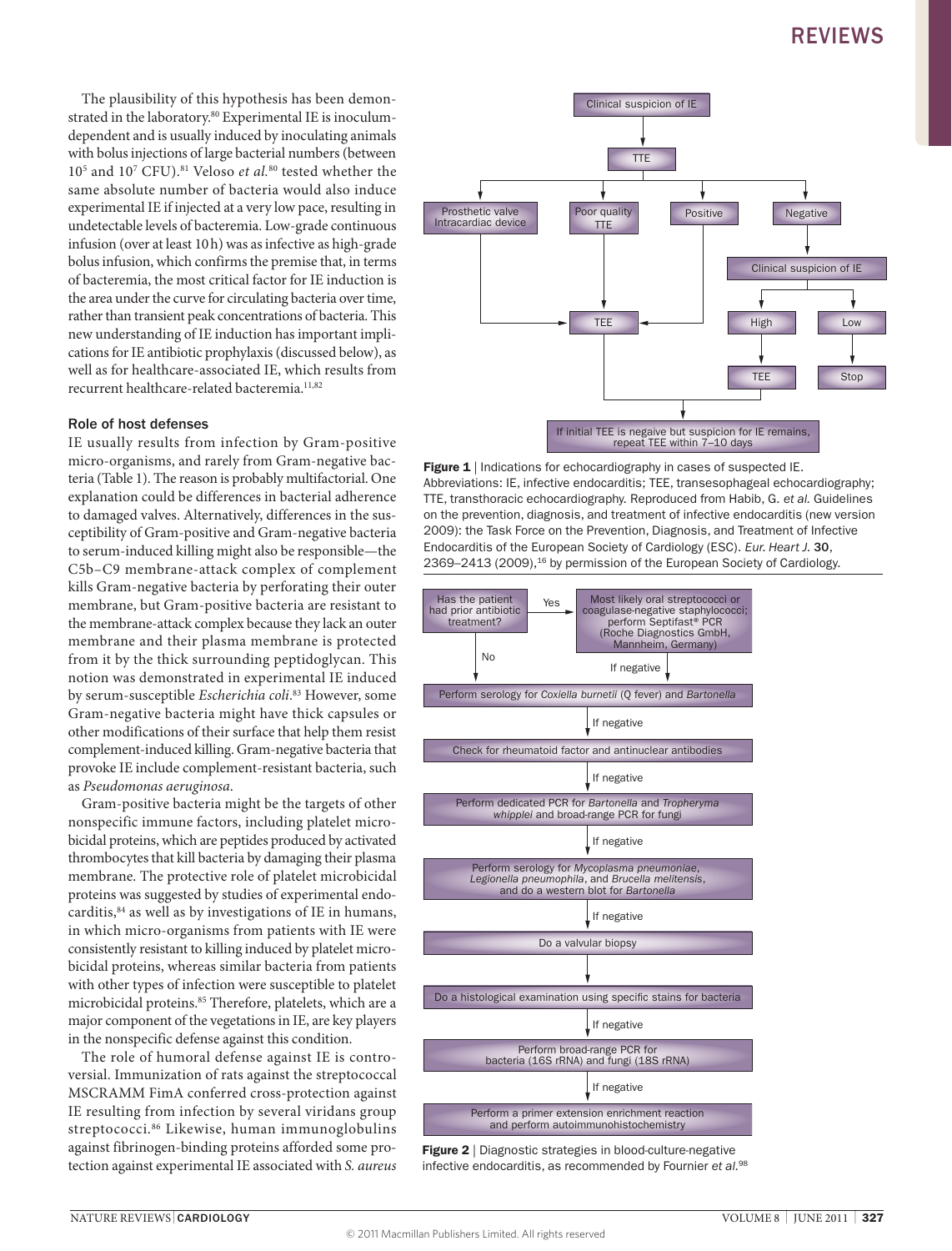The plausibility of this hypothesis has been demonstrated in the laboratory.[80] Experimental IE is inoculum-dependent and is usually induced by inoculating animals with bolus injections of large bacterial numbers (between $10^5$ and $10^7$ CFU).[81] Veloso *et al.*[80] tested whether the same absolute number of bacteria would also induce experimental IE if injected at a very low pace, resulting in undetectable levels of bacteremia. Low-grade continuous infusion (over at least 10 h) was as infective as high-grade bolus infusion, which confirms the premise that, in terms of bacteremia, the most critical factor for IE induction is the area under the curve for circulating bacteria over time, rather than transient peak concentrations of bacteria. This new understanding of IE induction has important implications for IE antibiotic prophylaxis (discussed below), as well as for healthcare-associated IE, which results from recurrent healthcare-related bacteremia.[11,82]

### Role of host defenses

IE usually results from infection by Gram-positive micro-organisms, and rarely from Gram-negative bacteria (Table 1). The reason is probably multifactorial. One explanation could be differences in bacterial adherence to damaged valves. Alternatively, differences in the susceptibility of Gram-positive and Gram-negative bacteria to serum-induced killing might also be responsible—the C5b–C9 membrane-attack complex of complement kills Gram-negative bacteria by perforating their outer membrane, but Gram-positive bacteria are resistant to the membrane-attack complex because they lack an outer membrane and their plasma membrane is protected from it by the thick surrounding peptidoglycan. This notion was demonstrated in experimental IE induced by serum-susceptible *Escherichia coli*.[83] However, some Gram-negative bacteria might have thick capsules or other modifications of their surface that help them resist complement-induced killing. Gram-negative bacteria that provoke IE include complement-resistant bacteria, such as *Pseudomonas aeruginosa*.

Gram-positive bacteria might be the targets of other nonspecific immune factors, including platelet microbicidal proteins, which are peptides produced by activated thrombocytes that kill bacteria by damaging their plasma membrane. The protective role of platelet microbicidal proteins was suggested by studies of experimental endocarditis,[84] as well as by investigations of IE in humans, in which micro-organisms from patients with IE were consistently resistant to killing induced by platelet microbicidal proteins, whereas similar bacteria from patients with other types of infection were susceptible to platelet microbicidal proteins.[85] Therefore, platelets, which are a major component of the vegetations in IE, are key players in the nonspecific defense against this condition.

The role of humoral defense against IE is controversial. Immunization of rats against the streptococcal MSCRAMM FimA conferred cross-protection against IE resulting from infection by several viridans group streptococci.[86] Likewise, human immunoglobulins against fibrinogen-binding proteins afforded some protection against experimental IE associated with *S. aureus*

Clinical suspicion of IE → TTE → Prosthetic valve / Intracardiac device; Poor quality TTE; Positive; Negative

Prosthetic valve / Intracardiac device → TEE; Poor quality TTE → TEE; Positive → TEE

Negative → Clinical suspicion of IE → High → TEE; Low → Stop

TEE → If initial TEE is negaive but suspicion for IE remains, repeat TEE within 7–10 days

**Figure 1** | Indications for echocardiography in cases of suspected IE. Abbreviations: IE, infective endocarditis; TEE, transesophageal echocardiography; TTE, transthoracic echocardiography. Reproduced from Habib, G. *et al.* Guidelines on the prevention, diagnosis, and treatment of infective endocarditis (new version 2009): the Task Force on the Prevention, Diagnosis, and Treatment of Infective Endocarditis of the European Society of Cardiology (ESC). *Eur. Heart J.* **30**, 2369–2413 (2009),[16] by permission of the European Society of Cardiology.

Has the patient had prior antibiotic treatment? — Yes → Most likely oral streptococci or coagulase-negative staphylococci; perform Septifast® PCR (Roche Diagnostics GmbH, Mannheim, Germany) — If negative ↓

No ↓

Perform serology for *Coxiella burnetii* (Q fever) and *Bartonella* — If negative ↓

Check for rheumatoid factor and antinuclear antibodies — If negative ↓

Perform dedicated PCR for *Bartonella* and *Tropheryma whipplei* and broad-range PCR for fungi — If negative ↓

Perform serology for *Mycoplasma pneumoniae*, *Legionella pneumophila*, and *Brucella melitensis*, and do a western blot for *Bartonella* — If negative ↓

Do a valvular biopsy ↓

Do a histological examination using specific stains for bacteria — If negative ↓

Perform broad-range PCR for bacteria (16S rRNA) and fungi (18S rRNA) — If negative ↓

Perform a primer extension enrichment reaction and perform autoimmunohistochemistry

**Figure 2** | Diagnostic strategies in blood-culture-negative infective endocarditis, as recommended by Fournier *et al.*[98]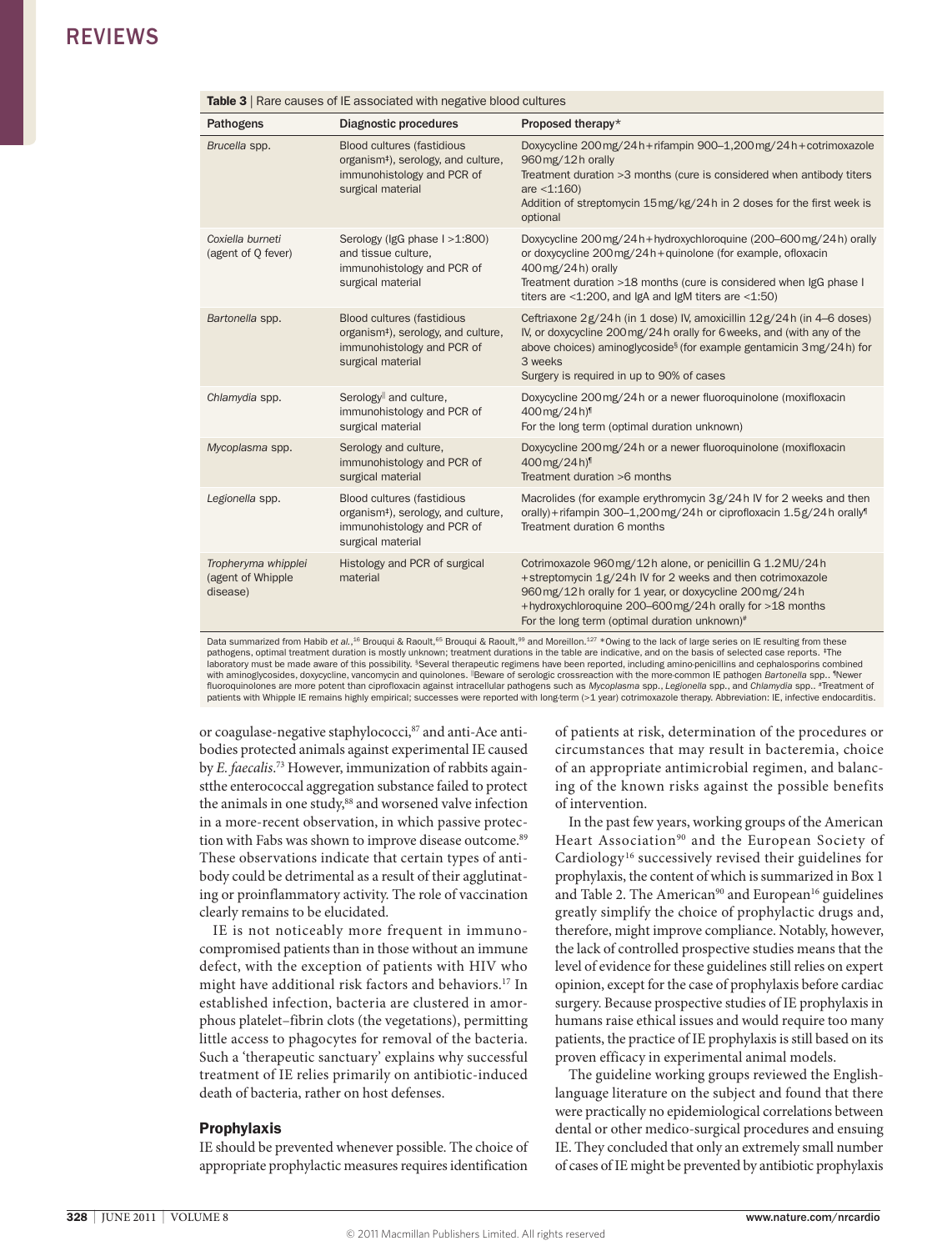**Table 3** | Rare causes of IE associated with negative blood cultures

| Pathogens | Diagnostic procedures | Proposed therapy* |
|---|---|---|
| *Brucella* spp. | Blood cultures (fastidious organism‡), serology, and culture, immunohistology and PCR of surgical material | Doxycycline 200 mg/24 h + rifampin 900–1,200 mg/24 h + cotrimoxazole 960 mg/12 h orally<br>Treatment duration >3 months (cure is considered when antibody titers are <1:160)<br>Addition of streptomycin 15 mg/kg/24 h in 2 doses for the first week is optional |
| *Coxiella burneti* (agent of Q fever) | Serology (IgG phase I >1:800) and tissue culture, immunohistology and PCR of surgical material | Doxycycline 200 mg/24 h + hydroxychloroquine (200–600 mg/24 h) orally or doxycycline 200 mg/24 h + quinolone (for example, ofloxacin 400 mg/24 h) orally<br>Treatment duration >18 months (cure is considered when IgG phase I titers are <1:200, and IgA and IgM titers are <1:50) |
| *Bartonella* spp. | Blood cultures (fastidious organism‡), serology, and culture, immunohistology and PCR of surgical material | Ceftriaxone 2 g/24 h (in 1 dose) IV, amoxicillin 12 g/24 h (in 4–6 doses) IV, or doxycycline 200 mg/24 h orally for 6 weeks, and (with any of the above choices) aminoglycoside§ (for example gentamicin 3 mg/24 h) for 3 weeks<br>Surgery is required in up to 90% of cases |
| *Chlamydia* spp. | Serology‖ and culture, immunohistology and PCR of surgical material | Doxycycline 200 mg/24 h or a newer fluoroquinolone (moxifloxacin 400 mg/24 h)¶<br>For the long term (optimal duration unknown) |
| *Mycoplasma* spp. | Serology and culture, immunohistology and PCR of surgical material | Doxycycline 200 mg/24 h or a newer fluoroquinolone (moxifloxacin 400 mg/24 h)¶<br>Treatment duration >6 months |
| *Legionella* spp. | Blood cultures (fastidious organism‡), serology, and culture, immunohistology and PCR of surgical material | Macrolides (for example erythromycin 3 g/24 h IV for 2 weeks and then orally) + rifampin 300–1,200 mg/24 h or ciprofloxacin 1.5 g/24 h orally¶<br>Treatment duration 6 months |
| *Tropheryma whipplei* (agent of Whipple disease) | Histology and PCR of surgical material | Cotrimoxazole 960 mg/12 h alone, or penicillin G 1.2 MU/24 h + streptomycin 1 g/24 h IV for 2 weeks and then cotrimoxazole 960 mg/12 h orally for 1 year, or doxycycline 200 mg/24 h + hydroxychloroquine 200–600 mg/24 h orally for >18 months<br>For the long term (optimal duration unknown)# |

Data summarized from Habib *et al.*,[16] Brouqui & Raoult,[65] Brouqui & Raoult,[99] and Moreillon.[127] *Owing to the lack of large series on IE resulting from these pathogens, optimal treatment duration is mostly unknown; treatment durations in the table are indicative, and on the basis of selected case reports. ‡The laboratory must be made aware of this possibility. §Several therapeutic regimens have been reported, including amino-penicillins and cephalosporins combined with aminoglycosides, doxycycline, vancomycin and quinolones. ‖Beware of serologic crossreaction with the more-common IE pathogen *Bartonella* spp.. ¶Newer fluoroquinolones are more potent than ciprofloxacin against intracellular pathogens such as *Mycoplasma* spp., *Legionella* spp., and *Chlamydia* spp.. #Treatment of patients with Whipple IE remains highly empirical; successes were reported with long-term (>1 year) cotrimoxazole therapy. Abbreviation: IE, infective endocarditis.

or coagulase-negative staphylococci,[87] and anti-Ace antibodies protected animals against experimental IE caused by *E. faecalis*.[73] However, immunization of rabbits againstthe enterococcal aggregation substance failed to protect the animals in one study,[88] and worsened valve infection in a more-recent observation, in which passive protection with Fabs was shown to improve disease outcome.[89] These observations indicate that certain types of antibody could be detrimental as a result of their agglutinating or proinflammatory activity. The role of vaccination clearly remains to be elucidated.

IE is not noticeably more frequent in immunocompromised patients than in those without an immune defect, with the exception of patients with HIV who might have additional risk factors and behaviors.[17] In established infection, bacteria are clustered in amorphous platelet–fibrin clots (the vegetations), permitting little access to phagocytes for removal of the bacteria. Such a 'therapeutic sanctuary' explains why successful treatment of IE relies primarily on antibiotic-induced death of bacteria, rather on host defenses.

## Prophylaxis

IE should be prevented whenever possible. The choice of appropriate prophylactic measures requires identification of patients at risk, determination of the procedures or circumstances that may result in bacteremia, choice of an appropriate antimicrobial regimen, and balancing of the known risks against the possible benefits of intervention.

In the past few years, working groups of the American Heart Association[90] and the European Society of Cardiology[16] successively revised their guidelines for prophylaxis, the content of which is summarized in Box 1 and Table 2. The American[90] and European[16] guidelines greatly simplify the choice of prophylactic drugs and, therefore, might improve compliance. Notably, however, the lack of controlled prospective studies means that the level of evidence for these guidelines still relies on expert opinion, except for the case of prophylaxis before cardiac surgery. Because prospective studies of IE prophylaxis in humans raise ethical issues and would require too many patients, the practice of IE prophylaxis is still based on its proven efficacy in experimental animal models.

The guideline working groups reviewed the English-language literature on the subject and found that there were practically no epidemiological correlations between dental or other medico-surgical procedures and ensuing IE. They concluded that only an extremely small number of cases of IE might be prevented by antibiotic prophylaxis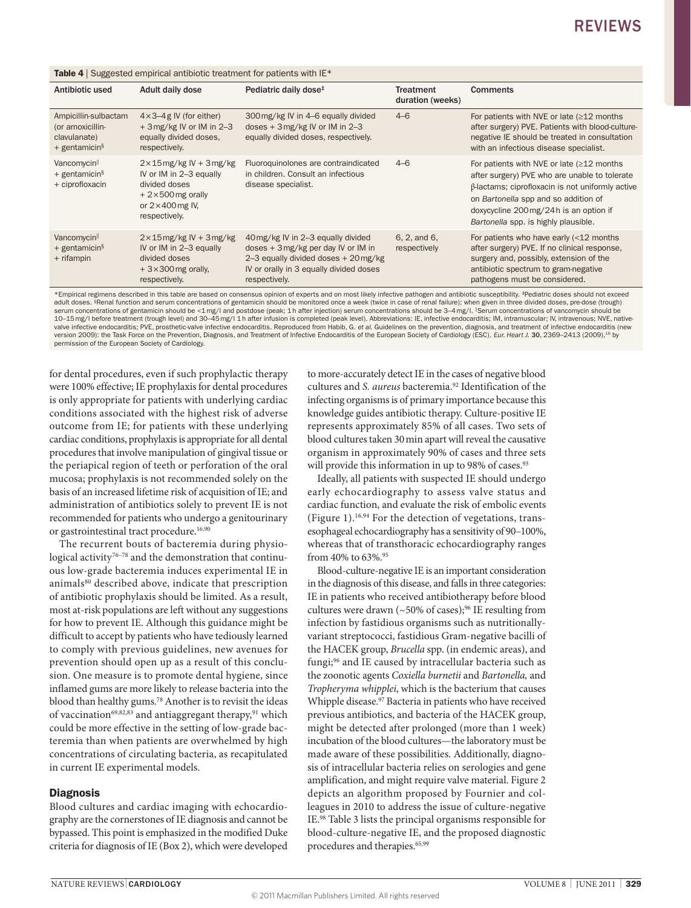**Table 4** | Suggested empirical antibiotic treatment for patients with IE*

| Antibiotic used | Adult daily dose | Pediatric daily dose‡ | Treatment duration (weeks) | Comments |
|---|---|---|---|---|
| Ampicillin-sulbactam (or amoxicillin-clavulanate) + gentamicin§ | 4×3–4 g IV (for either) + 3 mg/kg IV or IM in 2–3 equally divided doses, respectively. | 300 mg/kg IV in 4–6 equally divided doses + 3 mg/kg IV or IM in 2–3 equally divided doses, respectively. | 4–6 | For patients with NVE or late (≥12 months after surgery) PVE. Patients with blood-culture-negative IE should be treated in consultation with an infectious disease specialist. |
| Vancomycin‖ + gentamicin§ + ciprofloxacin | 2×15 mg/kg IV + 3 mg/kg IV or IM in 2–3 equally divided doses + 2×500 mg orally or 2×400 mg IV, respectively. | Fluoroquinolones are contraindicated in children. Consult an infectious disease specialist. | 4–6 | For patients with NVE or late (≥12 months after surgery) PVE who are unable to tolerate β-lactams; ciprofloxacin is not uniformly active on *Bartonella* spp and so addition of doxycycline 200 mg/24 h is an option if *Bartonella* spp. is highly plausible. |
| Vancomycin‖ + gentamicin§ + rifampin | 2×15 mg/kg IV + 3 mg/kg IV or IM in 2–3 equally divided doses + 3×300 mg orally, respectively. | 40 mg/kg IV in 2–3 equally divided doses + 3 mg/kg per day IV or IM in 2–3 equally divided doses + 20 mg/kg IV or orally in 3 equally divided doses respectively. | 6, 2, and 6, respectively | For patients who have early (<12 months after surgery) PVE. If no clinical response, surgery and, possibly, extension of the antibiotic spectrum to gram-negative pathogens must be considered. |

*Empirical regimens described in this table are based on consensus opinion of experts and on most likely infective pathogen and antibiotic susceptibility. ‡Pediatric doses should not exceed adult doses. §Renal function and serum concentrations of gentamicin should be monitored once a week (twice in case of renal failure); when given in three divided doses, pre-dose (trough) serum concentrations of gentamicin should be <1 mg/l and postdose (peak; 1 h after injection) serum concentrations should be 3–4 mg/l. ‖Serum concentrations of vancomycin should be 10–15 mg/l before treatment (trough level) and 30–45 mg/l 1 h after infusion is completed (peak level). Abbreviations: IE, infective endocarditis; IM, intramuscular; IV, intravenous; NVE, native-valve infective endocarditis; PVE, prosthetic-valve infective endocarditis. Reproduced from Habib, G. *et al.* Guidelines on the prevention, diagnosis, and treatment of infective endocarditis (new version 2009): the Task Force on the Prevention, Diagnosis, and Treatment of Infective Endocarditis of the European Society of Cardiology (ESC). *Eur. Heart J.* **30**, 2369–2413 (2009),[16] by permission of the European Society of Cardiology.

for dental procedures, even if such prophylactic therapy were 100% effective; IE prophylaxis for dental procedures is only appropriate for patients with underlying cardiac conditions associated with the highest risk of adverse outcome from IE; for patients with these underlying cardiac conditions, prophylaxis is appropriate for all dental procedures that involve manipulation of gingival tissue or the periapical region of teeth or perforation of the oral mucosa; prophylaxis is not recommended solely on the basis of an increased lifetime risk of acquisition of IE; and administration of antibiotics solely to prevent IE is not recommended for patients who undergo a genitourinary or gastrointestinal tract procedure.[16,90]

The recurrent bouts of bacteremia during physiological activity[76–78] and the demonstration that continuous low-grade bacteremia induces experimental IE in animals[80] described above, indicate that prescription of antibiotic prophylaxis should be limited. As a result, most at-risk populations are left without any suggestions for how to prevent IE. Although this guidance might be difficult to accept by patients who have tediously learned to comply with previous guidelines, new avenues for prevention should open up as a result of this conclusion. One measure is to promote dental hygiene, since inflamed gums are more likely to release bacteria into the blood than healthy gums.[78] Another is to revisit the ideas of vaccination[69,82,83] and antiaggregant therapy,[91] which could be more effective in the setting of low-grade bacteremia than when patients are overwhelmed by high concentrations of circulating bacteria, as recapitulated in current IE experimental models.

## Diagnosis

Blood cultures and cardiac imaging with echocardiography are the cornerstones of IE diagnosis and cannot be bypassed. This point is emphasized in the modified Duke criteria for diagnosis of IE (Box 2), which were developed to more-accurately detect IE in the cases of negative blood cultures and *S. aureus* bacteremia.[92] Identification of the infecting organisms is of primary importance because this knowledge guides antibiotic therapy. Culture-positive IE represents approximately 85% of all cases. Two sets of blood cultures taken 30 min apart will reveal the causative organism in approximately 90% of cases and three sets will provide this information in up to 98% of cases.[93]

Ideally, all patients with suspected IE should undergo early echocardiography to assess valve status and cardiac function, and evaluate the risk of embolic events (Figure 1).[16,94] For the detection of vegetations, transesophageal echocardiography has a sensitivity of 90–100%, whereas that of transthoracic echocardiography ranges from 40% to 63%.[95]

Blood-culture-negative IE is an important consideration in the diagnosis of this disease, and falls in three categories: IE in patients who received antibiotherapy before blood cultures were drawn (~50% of cases);[96] IE resulting from infection by fastidious organisms such as nutritionally-variant streptococci, fastidious Gram-negative bacilli of the HACEK group, *Brucella* spp. (in endemic areas), and fungi;[96] and IE caused by intracellular bacteria such as the zoonotic agents *Coxiella burnetii* and *Bartonella,* and *Tropheryma whipplei*, which is the bacterium that causes Whipple disease.[97] Bacteria in patients who have received previous antibiotics, and bacteria of the HACEK group, might be detected after prolonged (more than 1 week) incubation of the blood cultures—the laboratory must be made aware of these possibilities. Additionally, diagnosis of intracellular bacteria relies on serologies and gene amplification, and might require valve material. Figure 2 depicts an algorithm proposed by Fournier and colleagues in 2010 to address the issue of culture-negative IE.[98] Table 3 lists the principal organisms responsible for blood-culture-negative IE, and the proposed diagnostic procedures and therapies.[65,99]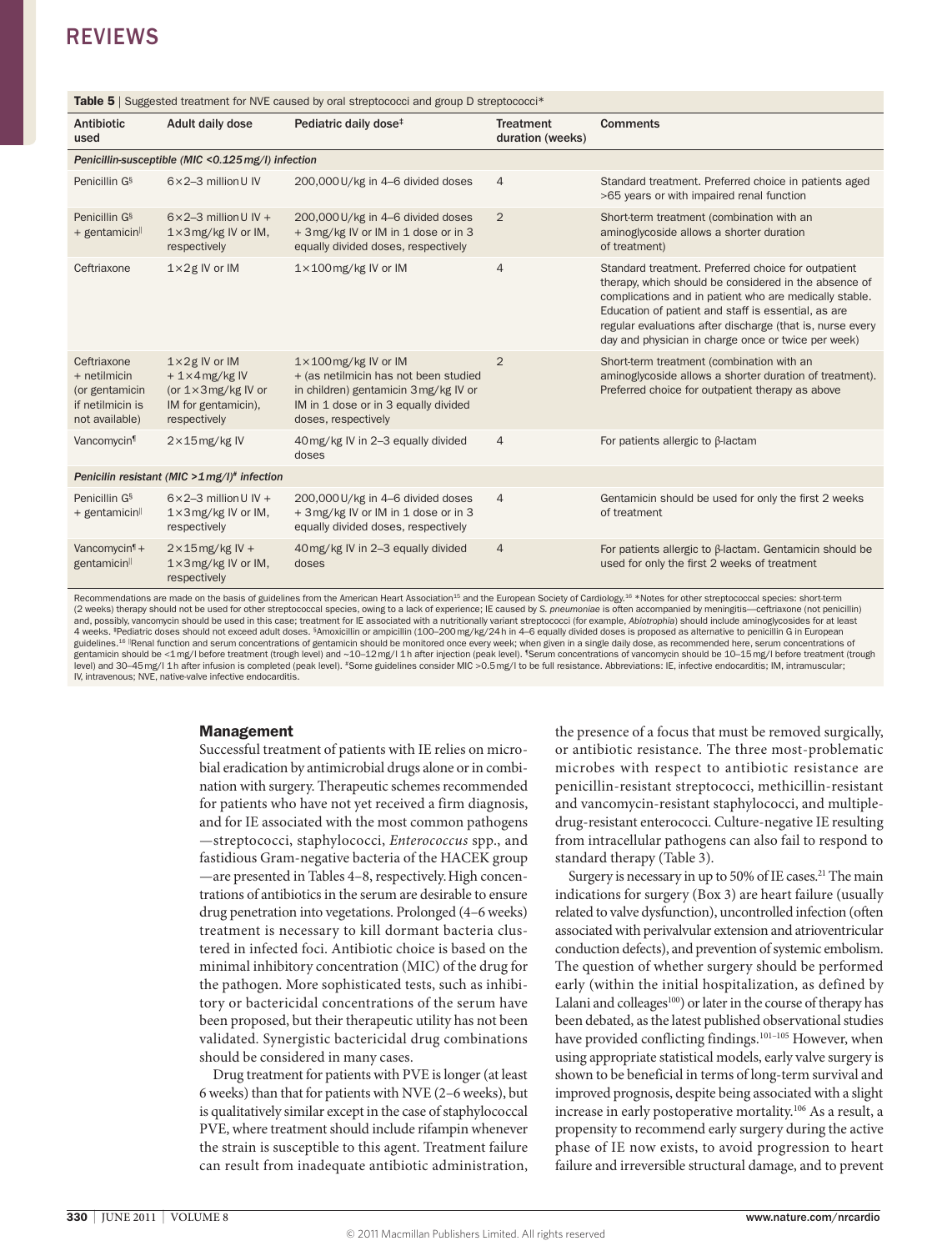**Table 5** | Suggested treatment for NVE caused by oral streptococci and group D streptococci*

| Antibiotic used | Adult daily dose | Pediatric daily dose[‡] | Treatment duration (weeks) | Comments |
|---|---|---|---|---|
| *Penicillin-susceptible (MIC <0.125 mg/l) infection* | | | | |
| Penicillin G[§] | 6×2–3 million U IV | 200,000 U/kg in 4–6 divided doses | 4 | Standard treatment. Preferred choice in patients aged >65 years or with impaired renal function |
| Penicillin G[§] + gentamicin[‖] | 6×2–3 million U IV + 1×3 mg/kg IV or IM, respectively | 200,000 U/kg in 4–6 divided doses + 3 mg/kg IV or IM in 1 dose or in 3 equally divided doses, respectively | 2 | Short-term treatment (combination with an aminoglycoside allows a shorter duration of treatment) |
| Ceftriaxone | 1×2 g IV or IM | 1×100 mg/kg IV or IM | 4 | Standard treatment. Preferred choice for outpatient therapy, which should be considered in the absence of complications and in patient who are medically stable. Education of patient and staff is essential, as are regular evaluations after discharge (that is, nurse every day and physician in charge once or twice per week) |
| Ceftriaxone + netilmicin (or gentamicin if netilmicin is not available) | 1×2 g IV or IM + 1×4 mg/kg IV (or 1×3 mg/kg IV or IM for gentamicin), respectively | 1×100 mg/kg IV or IM + (as netilmicin has not been studied in children) gentamicin 3 mg/kg IV or IM in 1 dose or in 3 equally divided doses, respectively | 2 | Short-term treatment (combination with an aminoglycoside allows a shorter duration of treatment). Preferred choice for outpatient therapy as above |
| Vancomycin[¶] | 2×15 mg/kg IV | 40 mg/kg IV in 2–3 equally divided doses | 4 | For patients allergic to β-lactam |
| *Penicilin resistant (MIC >1 mg/l)[#] infection* | | | | |
| Penicillin G[§] + gentamicin[‖] | 6×2–3 million U IV + 1×3 mg/kg IV or IM, respectively | 200,000 U/kg in 4–6 divided doses + 3 mg/kg IV or IM in 1 dose or in 3 equally divided doses, respectively | 4 | Gentamicin should be used for only the first 2 weeks of treatment |
| Vancomycin[¶] + gentamicin[‖] | 2×15 mg/kg IV + 1×3 mg/kg IV or IM, respectively | 40 mg/kg IV in 2–3 equally divided doses | 4 | For patients allergic to β-lactam. Gentamicin should be used for only the first 2 weeks of treatment |

Recommendations are made on the basis of guidelines from the American Heart Association[15] and the European Society of Cardiology.[16] *Notes for other streptococcal species: short-term (2 weeks) therapy should not be used for other streptococcal species, owing to a lack of experience; IE caused by *S. pneumoniae* is often accompanied by meningitis—ceftriaxone (not penicillin) and, possibly, vancomycin should be used in this case; treatment for IE associated with a nutritionally variant streptococci (for example, *Abiotrophia*) should include aminoglycosides for at least 4 weeks. ‡Pediatric doses should not exceed adult doses. §Amoxicillin or ampicillin (100–200 mg/kg/24 h in 4–6 equally divided doses is proposed as alternative to penicillin G in European guidelines.[16] ‖Renal function and serum concentrations of gentamicin should be monitored once every week; when given in a single daily dose, as recommended here, serum concentrations of gentamicin should be <1 mg/l before treatment (trough level) and ~10–12 mg/l 1 h after injection (peak level). ¶Serum concentrations of vancomycin should be 10–15 mg/l before treatment (trough level) and 30–45 mg/l 1 h after infusion is completed (peak level). #Some guidelines consider MIC >0.5 mg/l to be full resistance. Abbreviations: IE, infective endocarditis; IM, intramuscular; IV, intravenous; NVE, native-valve infective endocarditis.

## Management

Successful treatment of patients with IE relies on microbial eradication by antimicrobial drugs alone or in combination with surgery. Therapeutic schemes recommended for patients who have not yet received a firm diagnosis, and for IE associated with the most common pathogens —streptococci, staphylococci, *Enterococcus* spp., and fastidious Gram-negative bacteria of the HACEK group —are presented in Tables 4–8, respectively. High concentrations of antibiotics in the serum are desirable to ensure drug penetration into vegetations. Prolonged (4–6 weeks) treatment is necessary to kill dormant bacteria clustered in infected foci. Antibiotic choice is based on the minimal inhibitory concentration (MIC) of the drug for the pathogen. More sophisticated tests, such as inhibitory or bactericidal concentrations of the serum have been proposed, but their therapeutic utility has not been validated. Synergistic bactericidal drug combinations should be considered in many cases.

Drug treatment for patients with PVE is longer (at least 6 weeks) than that for patients with NVE (2–6 weeks), but is qualitatively similar except in the case of staphylococcal PVE, where treatment should include rifampin whenever the strain is susceptible to this agent. Treatment failure can result from inadequate antibiotic administration, the presence of a focus that must be removed surgically, or antibiotic resistance. The three most-problematic microbes with respect to antibiotic resistance are penicillin-resistant streptococci, methicillin-resistant and vancomycin-resistant staphylococci, and multiple-drug-resistant enterococci. Culture-negative IE resulting from intracellular pathogens can also fail to respond to standard therapy (Table 3).

Surgery is necessary in up to 50% of IE cases.[21] The main indications for surgery (Box 3) are heart failure (usually related to valve dysfunction), uncontrolled infection (often associated with perivalvular extension and atrioventricular conduction defects), and prevention of systemic embolism. The question of whether surgery should be performed early (within the initial hospitalization, as defined by Lalani and colleages[100]) or later in the course of therapy has been debated, as the latest published observational studies have provided conflicting findings.[101–105] However, when using appropriate statistical models, early valve surgery is shown to be beneficial in terms of long-term survival and improved prognosis, despite being associated with a slight increase in early postoperative mortality.[106] As a result, a propensity to recommend early surgery during the active phase of IE now exists, to avoid progression to heart failure and irreversible structural damage, and to prevent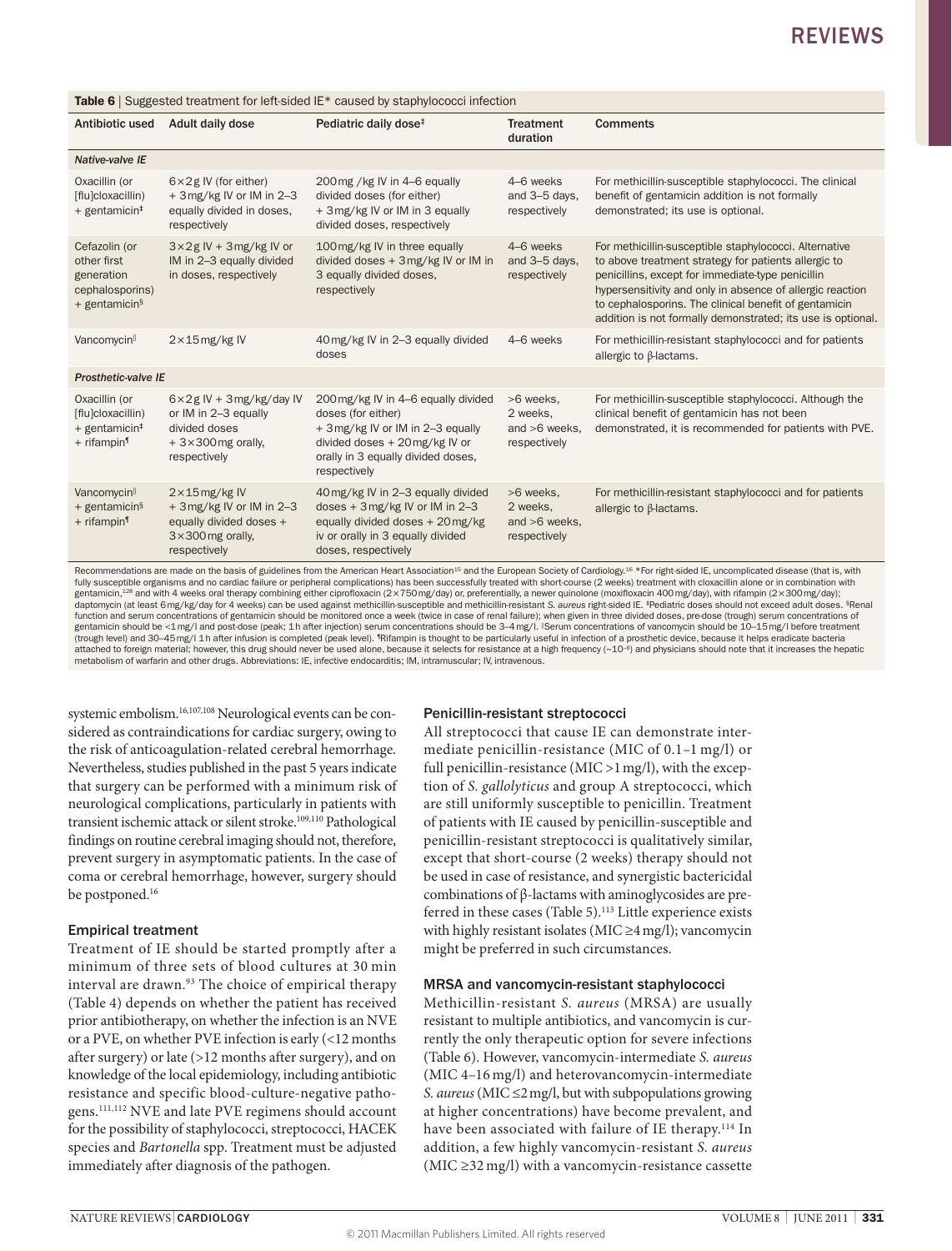**Table 6** | Suggested treatment for left-sided IE* caused by staphylococci infection

| Antibiotic used | Adult daily dose | Pediatric daily dose‡ | Treatment duration | Comments |
|---|---|---|---|---|
| *Native-valve IE* | | | | |
| Oxacillin (or [flu]cloxacillin) + gentamicin‡ | 6×2g IV (for either) + 3mg/kg IV or IM in 2–3 equally divided in doses, respectively | 200mg /kg IV in 4–6 equally divided doses (for either) + 3mg/kg IV or IM in 3 equally divided doses, respectively | 4–6 weeks and 3–5 days, respectively | For methicillin-susceptible staphylococci. The clinical benefit of gentamicin addition is not formally demonstrated; its use is optional. |
| Cefazolin (or other first generation cephalosporins) + gentamicin§ | 3×2g IV + 3mg/kg IV or IM in 2–3 equally divided in doses, respectively | 100mg/kg IV in three equally divided doses + 3mg/kg IV or IM in 3 equally divided doses, respectively | 4–6 weeks and 3–5 days, respectively | For methicillin-susceptible staphylococci. Alternative to above treatment strategy for patients allergic to penicillins, except for immediate-type penicillin hypersensitivity and only in absence of allergic reaction to cephalosporins. The clinical benefit of gentamicin addition is not formally demonstrated; its use is optional. |
| Vancomycin‖ | 2×15mg/kg IV | 40mg/kg IV in 2–3 equally divided doses | 4–6 weeks | For methicillin-resistant staphylococci and for patients allergic to β-lactams. |
| *Prosthetic-valve IE* | | | | |
| Oxacillin (or [flu]cloxacillin) + gentamicin‡ + rifampin¶ | 6×2g IV + 3mg/kg/day IV or IM in 2–3 equally divided doses + 3×300mg orally, respectively | 200mg/kg IV in 4–6 equally divided doses (for either) + 3mg/kg IV or IM in 2–3 equally divided doses + 20mg/kg IV or orally in 3 equally divided doses, respectively | >6 weeks, 2 weeks, and >6 weeks, respectively | For methicillin-susceptible staphylococci. Although the clinical benefit of gentamicin has not been demonstrated, it is recommended for patients with PVE. |
| Vancomycin‖ + gentamicin§ + rifampin¶ | 2×15mg/kg IV + 3mg/kg IV or IM in 2–3 equally divided doses + 3×300mg orally, respectively | 40mg/kg IV in 2–3 equally divided doses + 3mg/kg IV or IM in 2–3 equally divided doses + 20mg/kg iv or orally in 3 equally divided doses, respectively | >6 weeks, 2 weeks, and >6 weeks, respectively | For methicillin-resistant staphylococci and for patients allergic to β-lactams. |

Recommendations are made on the basis of guidelines from the American Heart Association[15] and the European Society of Cardiology.[16] *For right-sided IE, uncomplicated disease (that is, with fully susceptible organisms and no cardiac failure or peripheral complications) has been successfully treated with short-course (2 weeks) treatment with cloxacillin alone or in combination with gentamicin,[128] and with 4 weeks oral therapy combining either ciprofloxacin (2×750mg/day) or, preferentially, a newer quinolone (moxifloxacin 400mg/day), with rifampin (2×300mg/day); daptomycin (at least 6mg/kg/day for 4 weeks) can be used against methicillin-susceptible and methicillin-resistant *S. aureus* right-sided IE. ‡Pediatric doses should not exceed adult doses. §Renal function and serum concentrations of gentamicin should be monitored once a week (twice in case of renal failure); when given in three divided doses, pre-dose (trough) serum concentrations of gentamicin should be <1mg/l and post-dose (peak; 1h after injection) serum concentrations should be 3–4mg/l. ‖Serum concentrations of vancomycin should be 10–15mg/l before treatment (trough level) and 30–45mg/l 1h after infusion is completed (peak level). ¶Rifampin is thought to be particularly useful in infection of a prosthetic device, because it helps eradicate bacteria attached to foreign material; however, this drug should never be used alone, because it selects for resistance at a high frequency (~$10^{-6}$) and physicians should note that it increases the hepatic metabolism of warfarin and other drugs. Abbreviations: IE, infective endocarditis; IM, intramuscular; IV, intravenous.

systemic embolism.[16,107,108] Neurological events can be considered as contraindications for cardiac surgery, owing to the risk of anticoagulation-related cerebral hemorrhage. Nevertheless, studies published in the past 5 years indicate that surgery can be performed with a minimum risk of neurological complications, particularly in patients with transient ischemic attack or silent stroke.[109,110] Pathological findings on routine cerebral imaging should not, therefore, prevent surgery in asymptomatic patients. In the case of coma or cerebral hemorrhage, however, surgery should be postponed.[16]

### Empirical treatment

Treatment of IE should be started promptly after a minimum of three sets of blood cultures at 30 min interval are drawn.[93] The choice of empirical therapy (Table 4) depends on whether the patient has received prior antibiotherapy, on whether the infection is an NVE or a PVE, on whether PVE infection is early (<12 months after surgery) or late (>12 months after surgery), and on knowledge of the local epidemiology, including antibiotic resistance and specific blood-culture-negative pathogens.[111,112] NVE and late PVE regimens should account for the possibility of staphylococci, streptococci, HACEK species and *Bartonella* spp. Treatment must be adjusted immediately after diagnosis of the pathogen.

### Penicillin-resistant streptococci

All streptococci that cause IE can demonstrate intermediate penicillin-resistance (MIC of 0.1–1 mg/l) or full penicillin-resistance (MIC >1 mg/l), with the exception of *S. gallolyticus* and group A streptococci, which are still uniformly susceptible to penicillin. Treatment of patients with IE caused by penicillin-susceptible and penicillin-resistant streptococci is qualitatively similar, except that short-course (2 weeks) therapy should not be used in case of resistance, and synergistic bactericidal combinations of β-lactams with aminoglycosides are preferred in these cases (Table 5).[113] Little experience exists with highly resistant isolates (MIC ≥4 mg/l); vancomycin might be preferred in such circumstances.

### MRSA and vancomycin-resistant staphylococci

Methicillin-resistant *S. aureus* (MRSA) are usually resistant to multiple antibiotics, and vancomycin is currently the only therapeutic option for severe infections (Table 6). However, vancomycin-intermediate *S. aureus* (MIC 4–16 mg/l) and heterovancomycin-intermediate *S. aureus* (MIC ≤2 mg/l, but with subpopulations growing at higher concentrations) have become prevalent, and have been associated with failure of IE therapy.[114] In addition, a few highly vancomycin-resistant *S. aureus* (MIC ≥32 mg/l) with a vancomycin-resistance cassette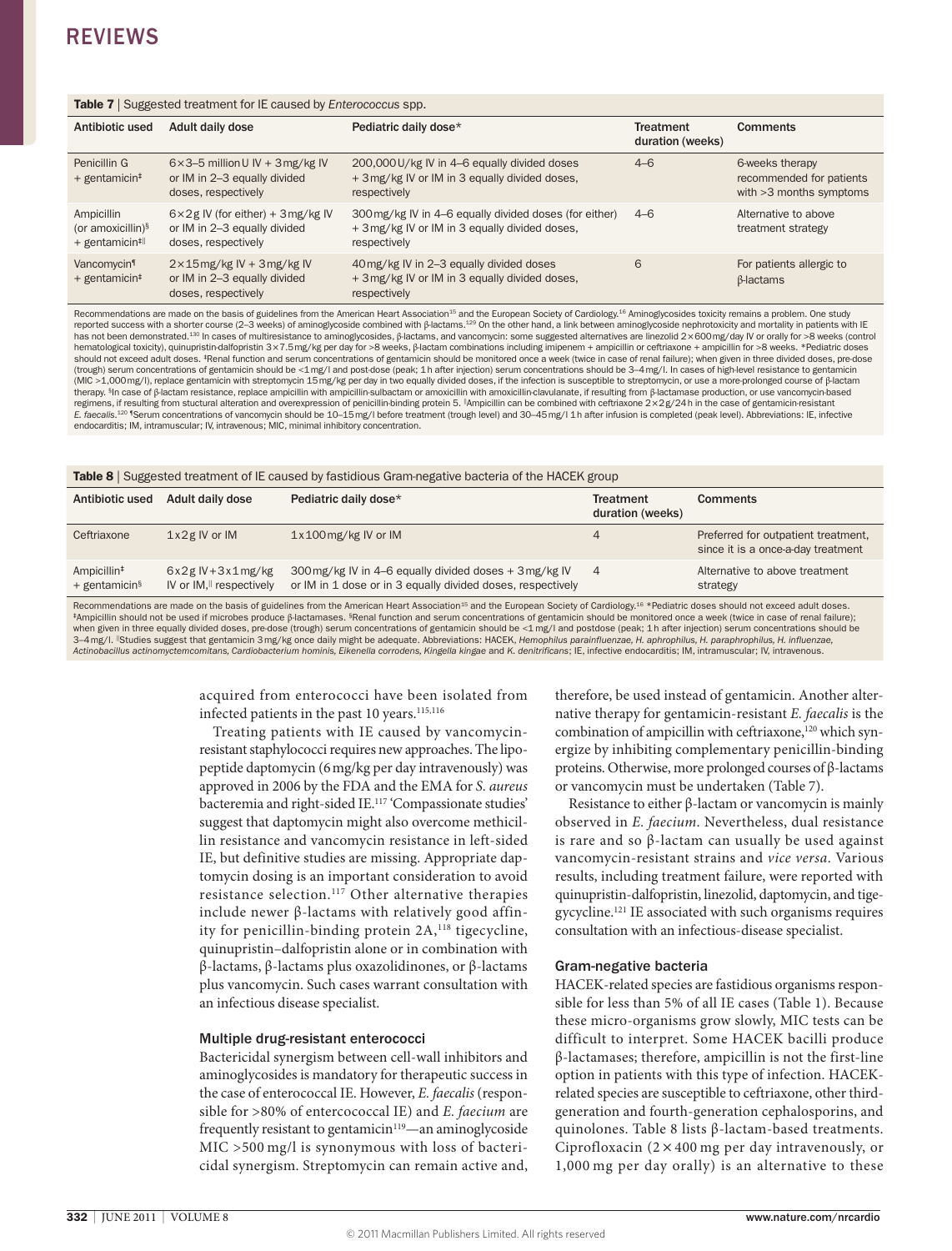**Table 7** | Suggested treatment for IE caused by *Enterococcus* spp.

| Antibiotic used | Adult daily dose | Pediatric daily dose* | Treatment duration (weeks) | Comments |
|---|---|---|---|---|
| Penicillin G + gentamicin‡ | 6×3–5 million U IV + 3 mg/kg IV or IM in 2–3 equally divided doses, respectively | 200,000 U/kg IV in 4–6 equally divided doses + 3 mg/kg IV or IM in 3 equally divided doses, respectively | 4–6 | 6-weeks therapy recommended for patients with >3 months symptoms |
| Ampicillin (or amoxicillin)§ + gentamicin‡‖ | 6×2 g IV (for either) + 3 mg/kg IV or IM in 2–3 equally divided doses, respectively | 300 mg/kg IV in 4–6 equally divided doses (for either) + 3 mg/kg IV or IM in 3 equally divided doses, respectively | 4–6 | Alternative to above treatment strategy |
| Vancomycin¶ + gentamicin‡ | 2×15 mg/kg IV + 3 mg/kg IV or IM in 2–3 equally divided doses, respectively | 40 mg/kg IV in 2–3 equally divided doses + 3 mg/kg IV or IM in 3 equally divided doses, respectively | 6 | For patients allergic to β-lactams |

Recommendations are made on the basis of guidelines from the American Heart Association[15] and the European Society of Cardiology.[16] Aminoglycosides toxicity remains a problem. One study reported success with a shorter course (2–3 weeks) of aminoglycoside combined with β-lactams.[129] On the other hand, a link between aminoglycoside nephrotoxicity and mortality in patients with IE has not been demonstrated.[130] In cases of multiresistance to aminoglycosides, β-lactams, and vancomycin: some suggested alternatives are linezolid 2×600 mg/day IV or orally for >8 weeks (control hematological toxicity), quinupristin-dalfopristin 3×7.5 mg/kg per day for >8 weeks, β-lactam combinations including imipenem + ampicillin or ceftriaxone + ampicillin for >8 weeks. *Pediatric doses should not exceed adult doses. ‡Renal function and serum concentrations of gentamicin should be monitored once a week (twice in case of renal failure); when given in three divided doses, pre-dose (trough) serum concentrations of gentamicin should be <1 mg/l and post-dose (peak; 1 h after injection) serum concentrations should be 3–4 mg/l. In cases of high-level resistance to gentamicin (MIC >1,000 mg/l), replace gentamicin with streptomycin 15 mg/kg per day in two equally divided doses, if the infection is susceptible to streptomycin, or use a more-prolonged course of β-lactam therapy. §In case of β-lactam resistance, replace ampicillin with ampicillin-sulbactam or amoxicillin with amoxicillin-clavulanate, if resulting from β-lactamase production, or use vancomycin-based regimens, if resulting from structural alteration and overexpression of penicillin-binding protein 5. ‖Ampicillin can be combined with ceftriaxone 2×2 g/24 h in the case of gentamicin-resistant *E. faecalis*.[120] ¶Serum concentrations of vancomycin should be 10–15 mg/l before treatment (trough level) and 30–45 mg/l 1 h after infusion is completed (peak level). Abbreviations: IE, infective endocarditis; IM, intramuscular; IV, intravenous; MIC, minimal inhibitory concentration.

**Table 8** | Suggested treatment of IE caused by fastidious Gram-negative bacteria of the HACEK group

| Antibiotic used | Adult daily dose | Pediatric daily dose* | Treatment duration (weeks) | Comments |
|---|---|---|---|---|
| Ceftriaxone | 1×2 g IV or IM | 1×100 mg/kg IV or IM | 4 | Preferred for outpatient treatment, since it is a once-a-day treatment |
| Ampicillin‡ + gentamicin§ | 6×2 g IV + 3×1 mg/kg IV or IM,‖ respectively | 300 mg/kg IV in 4–6 equally divided doses + 3 mg/kg IV or IM in 1 dose or in 3 equally divided doses, respectively | 4 | Alternative to above treatment strategy |

Recommendations are made on the basis of guidelines from the American Heart Association[15] and the European Society of Cardiology.[16] *Pediatric doses should not exceed adult doses. ‡Ampicillin should not be used if microbes produce β-lactamases. §Renal function and serum concentrations of gentamicin should be monitored once a week (twice in case of renal failure); when given in three equally divided doses, pre-dose (trough) serum concentrations of gentamicin should be <1 mg/l and postdose (peak; 1 h after injection) serum concentrations should be 3–4 mg/l. ‖Studies suggest that gentamicin 3 mg/kg once daily might be adequate. Abbreviations: HACEK, *Hemophilus parainfluenzae, H. aphrophilus, H. paraphrophilus, H. influenzae, Actinobacillus actinomycetemcomitans, Cardiobacterium hominis, Eikenella corrodens, Kingella kingae* and *K. denitrificans*; IE, infective endocarditis; IM, intramuscular; IV, intravenous.

acquired from enterococci have been isolated from infected patients in the past 10 years.[115,116]

Treating patients with IE caused by vancomycin-resistant staphylococci requires new approaches. The lipopeptide daptomycin (6 mg/kg per day intravenously) was approved in 2006 by the FDA and the EMA for *S. aureus* bacteremia and right-sided IE.[117] 'Compassionate studies' suggest that daptomycin might also overcome methicillin resistance and vancomycin resistance in left-sided IE, but definitive studies are missing. Appropriate daptomycin dosing is an important consideration to avoid resistance selection.[117] Other alternative therapies include newer β-lactams with relatively good affinity for penicillin-binding protein 2A,[118] tigecycline, quinupristin–dalfopristin alone or in combination with β-lactams, β-lactams plus oxazolidinones, or β-lactams plus vancomycin. Such cases warrant consultation with an infectious disease specialist.

### Multiple drug-resistant enterococci

Bactericidal synergism between cell-wall inhibitors and aminoglycosides is mandatory for therapeutic success in the case of enterococcal IE. However, *E. faecalis* (responsible for >80% of entercococcal IE) and *E. faecium* are frequently resistant to gentamicin[119]—an aminoglycoside MIC >500 mg/l is synonymous with loss of bactericidal synergism. Streptomycin can remain active and, therefore, be used instead of gentamicin. Another alternative therapy for gentamicin-resistant *E. faecalis* is the combination of ampicillin with ceftriaxone,[120] which synergize by inhibiting complementary penicillin-binding proteins. Otherwise, more prolonged courses of β-lactams or vancomycin must be undertaken (Table 7).

Resistance to either β-lactam or vancomycin is mainly observed in *E. faecium*. Nevertheless, dual resistance is rare and so β-lactam can usually be used against vancomycin-resistant strains and *vice versa*. Various results, including treatment failure, were reported with quinupristin-dalfopristin, linezolid, daptomycin, and tigegycycline.[121] IE associated with such organisms requires consultation with an infectious-disease specialist.

### Gram-negative bacteria

HACEK-related species are fastidious organisms responsible for less than 5% of all IE cases (Table 1). Because these micro-organisms grow slowly, MIC tests can be difficult to interpret. Some HACEK bacilli produce β-lactamases; therefore, ampicillin is not the first-line option in patients with this type of infection. HACEK-related species are susceptible to ceftriaxone, other third-generation and fourth-generation cephalosporins, and quinolones. Table 8 lists β-lactam-based treatments. Ciprofloxacin (2 × 400 mg per day intravenously, or 1,000 mg per day orally) is an alternative to these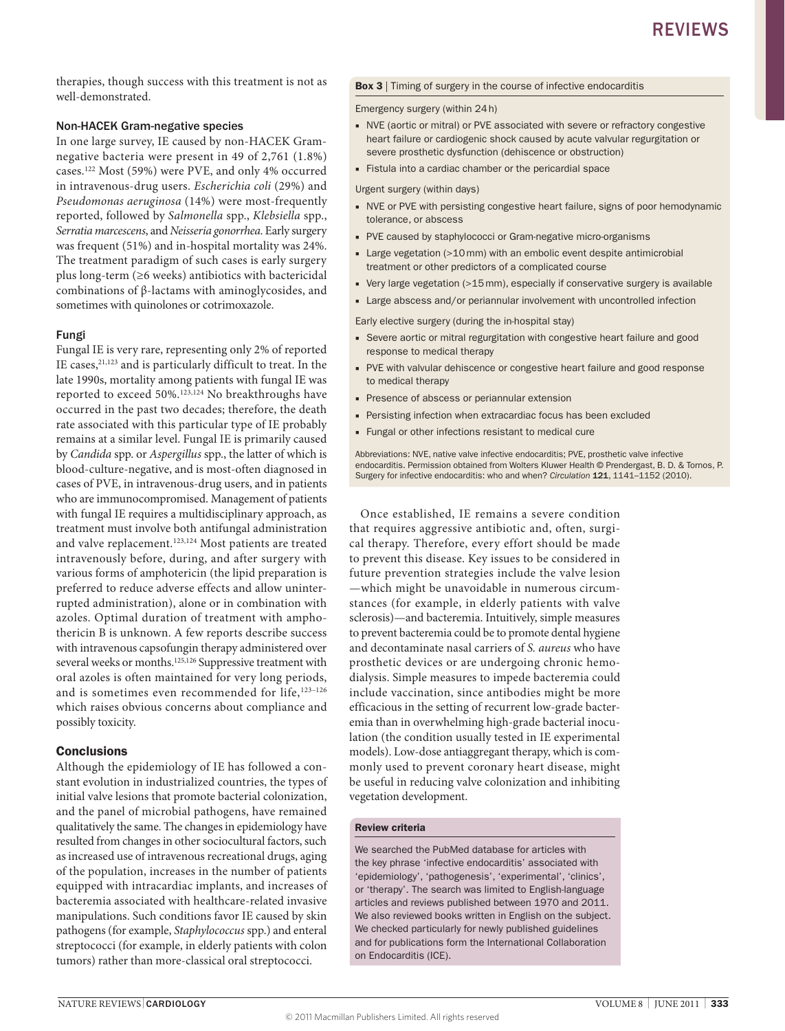therapies, though success with this treatment is not as well-demonstrated.

### Non-HACEK Gram-negative species

In one large survey, IE caused by non-HACEK Gram-negative bacteria were present in 49 of 2,761 (1.8%) cases.[122] Most (59%) were PVE, and only 4% occurred in intravenous-drug users. *Escherichia coli* (29%) and *Pseudomonas aeruginosa* (14%) were most-frequently reported, followed by *Salmonella* spp., *Klebsiella* spp., *Serratia marcescens*, and *Neisseria gonorrhea*. Early surgery was frequent (51%) and in-hospital mortality was 24%. The treatment paradigm of such cases is early surgery plus long-term (≥6 weeks) antibiotics with bactericidal combinations of β-lactams with aminoglycosides, and sometimes with quinolones or cotrimoxazole.

### Fungi

Fungal IE is very rare, representing only 2% of reported IE cases,[21,123] and is particularly difficult to treat. In the late 1990s, mortality among patients with fungal IE was reported to exceed 50%.[123,124] No breakthroughs have occurred in the past two decades; therefore, the death rate associated with this particular type of IE probably remains at a similar level. Fungal IE is primarily caused by *Candida* spp. or *Aspergillus* spp., the latter of which is blood-culture-negative, and is most-often diagnosed in cases of PVE, in intravenous-drug users, and in patients who are immunocompromised. Management of patients with fungal IE requires a multidisciplinary approach, as treatment must involve both antifungal administration and valve replacement.[123,124] Most patients are treated intravenously before, during, and after surgery with various forms of amphotericin (the lipid preparation is preferred to reduce adverse effects and allow uninterrupted administration), alone or in combination with azoles. Optimal duration of treatment with amphotericin B is unknown. A few reports describe success with intravenous capsofungin therapy administered over several weeks or months.[125,126] Suppressive treatment with oral azoles is often maintained for very long periods, and is sometimes even recommended for life,[123–126] which raises obvious concerns about compliance and possibly toxicity.

## Conclusions

Although the epidemiology of IE has followed a constant evolution in industrialized countries, the types of initial valve lesions that promote bacterial colonization, and the panel of microbial pathogens, have remained qualitatively the same. The changes in epidemiology have resulted from changes in other sociocultural factors, such as increased use of intravenous recreational drugs, aging of the population, increases in the number of patients equipped with intracardiac implants, and increases of bacteremia associated with healthcare-related invasive manipulations. Such conditions favor IE caused by skin pathogens (for example, *Staphylococcus* spp.) and enteral streptococci (for example, in elderly patients with colon tumors) rather than more-classical oral streptococci.

Once established, IE remains a severe condition that requires aggressive antibiotic and, often, surgical therapy. Therefore, every effort should be made to prevent this disease. Key issues to be considered in future prevention strategies include the valve lesion —which might be unavoidable in numerous circumstances (for example, in elderly patients with valve sclerosis)—and bacteremia. Intuitively, simple measures to prevent bacteremia could be to promote dental hygiene and decontaminate nasal carriers of *S. aureus* who have prosthetic devices or are undergoing chronic hemodialysis. Simple measures to impede bacteremia could include vaccination, since antibodies might be more efficacious in the setting of recurrent low-grade bacteremia than in overwhelming high-grade bacterial inoculation (the condition usually tested in IE experimental models). Low-dose antiaggregant therapy, which is commonly used to prevent coronary heart disease, might be useful in reducing valve colonization and inhibiting vegetation development.

**Box 3** | Timing of surgery in the course of infective endocarditis

Emergency surgery (within 24 h)

- NVE (aortic or mitral) or PVE associated with severe or refractory congestive heart failure or cardiogenic shock caused by acute valvular regurgitation or severe prosthetic dysfunction (dehiscence or obstruction)
- Fistula into a cardiac chamber or the pericardial space

Urgent surgery (within days)

- NVE or PVE with persisting congestive heart failure, signs of poor hemodynamic tolerance, or abscess
- PVE caused by staphylococci or Gram-negative micro-organisms
- Large vegetation (>10 mm) with an embolic event despite antimicrobial treatment or other predictors of a complicated course
- Very large vegetation (>15 mm), especially if conservative surgery is available
- Large abscess and/or periannular involvement with uncontrolled infection

Early elective surgery (during the in-hospital stay)

- Severe aortic or mitral regurgitation with congestive heart failure and good response to medical therapy
- PVE with valvular dehiscence or congestive heart failure and good response to medical therapy
- Presence of abscess or periannular extension
- Persisting infection when extracardiac focus has been excluded
- Fungal or other infections resistant to medical cure

Abbreviations: NVE, native valve infective endocarditis; PVE, prosthetic valve infective endocarditis. Permission obtained from Wolters Kluwer Health © Prendergast, B. D. & Tornos, P. Surgery for infective endocarditis: who and when? *Circulation* **121**, 1141–1152 (2010).

**Review criteria**

We searched the PubMed database for articles with the key phrase 'infective endocarditis' associated with 'epidemiology', 'pathogenesis', 'experimental', 'clinics', or 'therapy'. The search was limited to English-language articles and reviews published between 1970 and 2011. We also reviewed books written in English on the subject. We checked particularly for newly published guidelines and for publications form the International Collaboration on Endocarditis (ICE).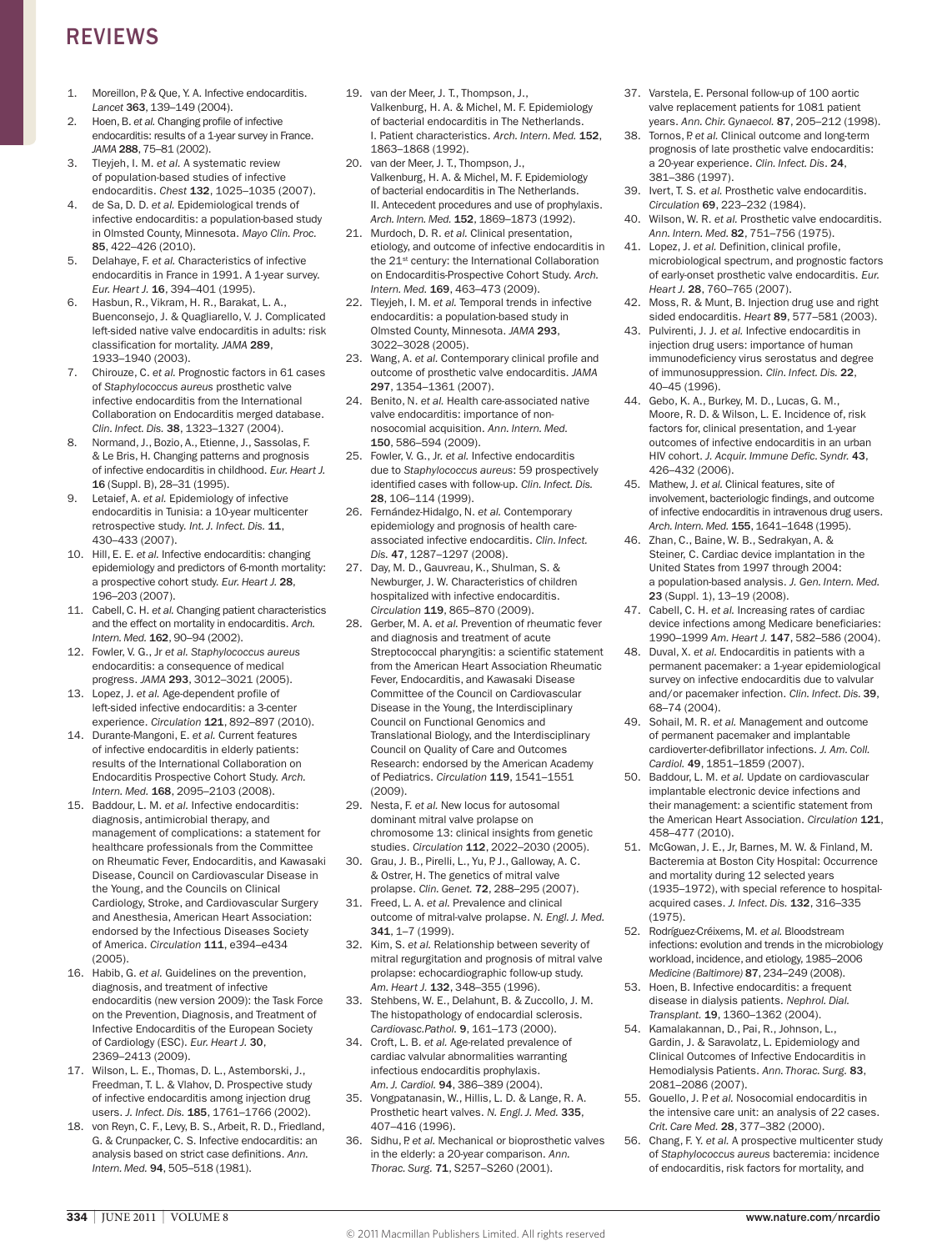1. Moreillon, P. & Que, Y. A. Infective endocarditis. *Lancet* **363**, 139–149 (2004).
2. Hoen, B. *et al.* Changing profile of infective endocarditis: results of a 1-year survey in France. *JAMA* **288**, 75–81 (2002).
3. Tleyjeh, I. M. *et al.* A systematic review of population-based studies of infective endocarditis. *Chest* **132**, 1025–1035 (2007).
4. de Sa, D. D. *et al.* Epidemiological trends of infective endocarditis: a population-based study in Olmsted County, Minnesota. *Mayo Clin. Proc.* **85**, 422–426 (2010).
5. Delahaye, F. *et al.* Characteristics of infective endocarditis in France in 1991. A 1-year survey. *Eur. Heart J.* **16**, 394–401 (1995).
6. Hasbun, R., Vikram, H. R., Barakat, L. A., Buenconsejo, J. & Quagliarello, V. J. Complicated left-sided native valve endocarditis in adults: risk classification for mortality. *JAMA* **289**, 1933–1940 (2003).
7. Chirouze, C. *et al.* Prognostic factors in 61 cases of *Staphylococcus aureus* prosthetic valve infective endocarditis from the International Collaboration on Endocarditis merged database. *Clin. Infect. Dis.* **38**, 1323–1327 (2004).
8. Normand, J., Bozio, A., Etienne, J., Sassolas, F. & Le Bris, H. Changing patterns and prognosis of infective endocarditis in childhood. *Eur. Heart J.* **16** (Suppl. B), 28–31 (1995).
9. Letaief, A. *et al.* Epidemiology of infective endocarditis in Tunisia: a 10-year multicenter retrospective study. *Int. J. Infect. Dis.* **11**, 430–433 (2007).
10. Hill, E. E. *et al.* Infective endocarditis: changing epidemiology and predictors of 6-month mortality: a prospective cohort study. *Eur. Heart J.* **28**, 196–203 (2007).
11. Cabell, C. H. *et al.* Changing patient characteristics and the effect on mortality in endocarditis. *Arch. Intern. Med.* **162**, 90–94 (2002).
12. Fowler, V. G., Jr *et al. Staphylococcus aureus* endocarditis: a consequence of medical progress. *JAMA* **293**, 3012–3021 (2005).
13. Lopez, J. *et al.* Age-dependent profile of left-sided infective endocarditis: a 3-center experience. *Circulation* **121**, 892–897 (2010).
14. Durante-Mangoni, E. *et al.* Current features of infective endocarditis in elderly patients: results of the International Collaboration on Endocarditis Prospective Cohort Study. *Arch. Intern. Med.* **168**, 2095–2103 (2008).
15. Baddour, L. M. *et al.* Infective endocarditis: diagnosis, antimicrobial therapy, and management of complications: a statement for healthcare professionals from the Committee on Rheumatic Fever, Endocarditis, and Kawasaki Disease, Council on Cardiovascular Disease in the Young, and the Councils on Clinical Cardiology, Stroke, and Cardiovascular Surgery and Anesthesia, American Heart Association: endorsed by the Infectious Diseases Society of America. *Circulation* **111**, e394–e434 (2005).
16. Habib, G. *et al.* Guidelines on the prevention, diagnosis, and treatment of infective endocarditis (new version 2009): the Task Force on the Prevention, Diagnosis, and Treatment of Infective Endocarditis of the European Society of Cardiology (ESC). *Eur. Heart J.* **30**, 2369–2413 (2009).
17. Wilson, L. E., Thomas, D. L., Astemborski, J., Freedman, T. L. & Vlahov, D. Prospective study of infective endocarditis among injection drug users. *J. Infect. Dis.* **185**, 1761–1766 (2002).
18. von Reyn, C. F., Levy, B. S., Arbeit, R. D., Friedland, G. & Crunpacker, C. S. Infective endocarditis: an analysis based on strict case definitions. *Ann. Intern. Med.* **94**, 505–518 (1981).
19. van der Meer, J. T., Thompson, J., Valkenburg, H. A. & Michel, M. F. Epidemiology of bacterial endocarditis in The Netherlands. I. Patient characteristics. *Arch. Intern. Med.* **152**, 1863–1868 (1992).
20. van der Meer, J. T., Thompson, J., Valkenburg, H. A. & Michel, M. F. Epidemiology of bacterial endocarditis in The Netherlands. II. Antecedent procedures and use of prophylaxis. *Arch. Intern. Med.* **152**, 1869–1873 (1992).
21. Murdoch, D. R. *et al.* Clinical presentation, etiology, and outcome of infective endocarditis in the 21st century: the International Collaboration on Endocarditis-Prospective Cohort Study. *Arch. Intern. Med.* **169**, 463–473 (2009).
22. Tleyjeh, I. M. *et al.* Temporal trends in infective endocarditis: a population-based study in Olmsted County, Minnesota. *JAMA* **293**, 3022–3028 (2005).
23. Wang, A. *et al.* Contemporary clinical profile and outcome of prosthetic valve endocarditis. *JAMA* **297**, 1354–1361 (2007).
24. Benito, N. *et al.* Health care-associated native valve endocarditis: importance of non-nosocomial acquisition. *Ann. Intern. Med.* **150**, 586–594 (2009).
25. Fowler, V. G., Jr. *et al.* Infective endocarditis due to *Staphylococcus aureus*: 59 prospectively identified cases with follow-up. *Clin. Infect. Dis.* **28**, 106–114 (1999).
26. Fernández-Hidalgo, N. *et al.* Contemporary epidemiology and prognosis of health care-associated infective endocarditis. *Clin. Infect. Dis.* **47**, 1287–1297 (2008).
27. Day, M. D., Gauvreau, K., Shulman, S. & Newburger, J. W. Characteristics of children hospitalized with infective endocarditis. *Circulation* **119**, 865–870 (2009).
28. Gerber, M. A. *et al.* Prevention of rheumatic fever and diagnosis and treatment of acute Streptococcal pharyngitis: a scientific statement from the American Heart Association Rheumatic Fever, Endocarditis, and Kawasaki Disease Committee of the Council on Cardiovascular Disease in the Young, the Interdisciplinary Council on Functional Genomics and Translational Biology, and the Interdisciplinary Council on Quality of Care and Outcomes Research: endorsed by the American Academy of Pediatrics. *Circulation* **119**, 1541–1551 (2009).
29. Nesta, F. *et al.* New locus for autosomal dominant mitral valve prolapse on chromosome 13: clinical insights from genetic studies. *Circulation* **112**, 2022–2030 (2005).
30. Grau, J. B., Pirelli, L., Yu, P. J., Galloway, A. C. & Ostrer, H. The genetics of mitral valve prolapse. *Clin. Genet.* **72**, 288–295 (2007).
31. Freed, L. A. *et al.* Prevalence and clinical outcome of mitral-valve prolapse. *N. Engl. J. Med.* **341**, 1–7 (1999).
32. Kim, S. *et al.* Relationship between severity of mitral regurgitation and prognosis of mitral valve prolapse: echocardiographic follow-up study. *Am. Heart J.* **132**, 348–355 (1996).
33. Stehbens, W. E., Delahunt, B. & Zuccollo, J. M. The histopathology of endocardial sclerosis. *Cardiovasc.Pathol.* **9**, 161–173 (2000).
34. Croft, L. B. *et al.* Age-related prevalence of cardiac valvular abnormalities warranting infectious endocarditis prophylaxis. *Am. J. Cardiol.* **94**, 386–389 (2004).
35. Vongpatanasin, W., Hillis, L. D. & Lange, R. A. Prosthetic heart valves. *N. Engl. J. Med.* **335**, 407–416 (1996).
36. Sidhu, P. *et al.* Mechanical or bioprosthetic valves in the elderly: a 20-year comparison. *Ann. Thorac. Surg.* **71**, S257–S260 (2001).
37. Varstela, E. Personal follow-up of 100 aortic valve replacement patients for 1081 patient years. *Ann. Chir. Gynaecol.* **87**, 205–212 (1998).
38. Tornos, P. *et al.* Clinical outcome and long-term prognosis of late prosthetic valve endocarditis: a 20-year experience. *Clin. Infect. Dis*. **24**, 381–386 (1997).
39. Ivert, T. S. *et al.* Prosthetic valve endocarditis. *Circulation* **69**, 223–232 (1984).
40. Wilson, W. R. *et al.* Prosthetic valve endocarditis. *Ann. Intern. Med.* **82**, 751–756 (1975).
41. Lopez, J. *et al.* Definition, clinical profile, microbiological spectrum, and prognostic factors of early-onset prosthetic valve endocarditis. *Eur. Heart J.* **28**, 760–765 (2007).
42. Moss, R. & Munt, B. Injection drug use and right sided endocarditis. *Heart* **89**, 577–581 (2003).
43. Pulvirenti, J. J. *et al.* Infective endocarditis in injection drug users: importance of human immunodeficiency virus serostatus and degree of immunosuppression. *Clin. Infect. Dis.* **22**, 40–45 (1996).
44. Gebo, K. A., Burkey, M. D., Lucas, G. M., Moore, R. D. & Wilson, L. E. Incidence of, risk factors for, clinical presentation, and 1-year outcomes of infective endocarditis in an urban HIV cohort. *J. Acquir. Immune Defic. Syndr.* **43**, 426–432 (2006).
45. Mathew, J. *et al.* Clinical features, site of involvement, bacteriologic findings, and outcome of infective endocarditis in intravenous drug users. *Arch. Intern. Med.* **155**, 1641–1648 (1995).
46. Zhan, C., Baine, W. B., Sedrakyan, A. & Steiner, C. Cardiac device implantation in the United States from 1997 through 2004: a population-based analysis. *J. Gen. Intern. Med.* **23** (Suppl. 1), 13–19 (2008).
47. Cabell, C. H. *et al.* Increasing rates of cardiac device infections among Medicare beneficiaries: 1990–1999 *Am. Heart J.* **147**, 582–586 (2004).
48. Duval, X. *et al.* Endocarditis in patients with a permanent pacemaker: a 1-year epidemiological survey on infective endocarditis due to valvular and/or pacemaker infection. *Clin. Infect. Dis.* **39**, 68–74 (2004).
49. Sohail, M. R. *et al.* Management and outcome of permanent pacemaker and implantable cardioverter-defibrillator infections. *J. Am. Coll. Cardiol.* **49**, 1851–1859 (2007).
50. Baddour, L. M. *et al.* Update on cardiovascular implantable electronic device infections and their management: a scientific statement from the American Heart Association. *Circulation* **121**, 458–477 (2010).
51. McGowan, J. E., Jr, Barnes, M. W. & Finland, M. Bacteremia at Boston City Hospital: Occurrence and mortality during 12 selected years (1935–1972), with special reference to hospital-acquired cases. *J. Infect. Dis.* **132**, 316–335 (1975).
52. Rodríguez-Créixems, M. *et al.* Bloodstream infections: evolution and trends in the microbiology workload, incidence, and etiology, 1985–2006 *Medicine (Baltimore)* **87**, 234–249 (2008).
53. Hoen, B. Infective endocarditis: a frequent disease in dialysis patients. *Nephrol. Dial. Transplant.* **19**, 1360–1362 (2004).
54. Kamalakannan, D., Pai, R., Johnson, L., Gardin, J. & Saravolatz, L. Epidemiology and Clinical Outcomes of Infective Endocarditis in Hemodialysis Patients. *Ann.Thorac. Surg.* **83**, 2081–2086 (2007).
55. Gouello, J. P. *et al.* Nosocomial endocarditis in the intensive care unit: an analysis of 22 cases. *Crit. Care Med.* **28**, 377–382 (2000).
56. Chang, F. Y. *et al.* A prospective multicenter study of *Staphylococcus aureus* bacteremia: incidence of endocarditis, risk factors for mortality, and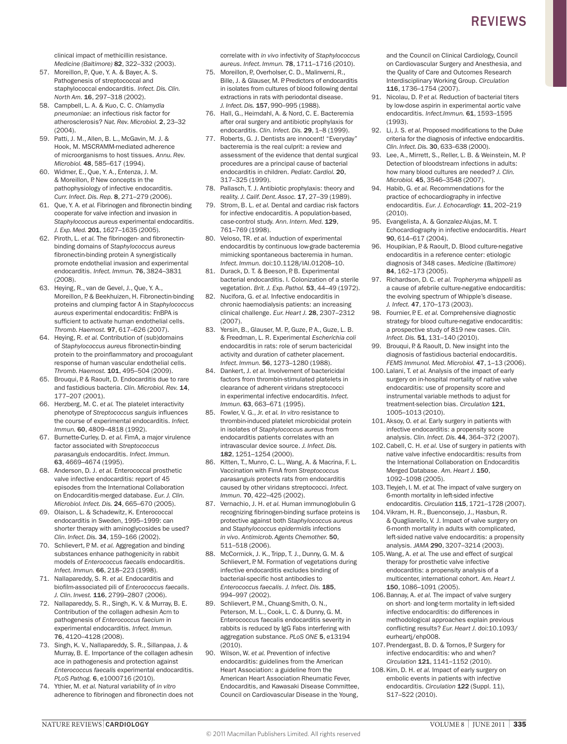clinical impact of methicillin resistance. *Medicine (Baltimore)* **82**, 322–332 (2003).

57. Moreillon, P., Que, Y. A. & Bayer, A. S. Pathogenesis of streptococcal and staphylococcal endocarditis. *Infect. Dis. Clin. North Am.* **16**, 297–318 (2002).
58. Campbell, L. A. & Kuo, C. C. *Chlamydia pneumoniae*: an infectious risk factor for atherosclerosis? *Nat. Rev. Microbiol.* **2**, 23–32 (2004).
59. Patti, J. M., Allen, B. L., McGavin, M. J. & Hook, M. MSCRAMM-mediated adherence of microorganisms to host tissues. *Annu. Rev. Microbiol.* **48**, 585–617 (1994).
60. Widmer, E., Que, Y. A., Entenza, J. M. & Moreillon, P. New concepts in the pathophysiology of infective endocarditis. *Curr. Infect. Dis. Rep.* **8**, 271–279 (2006).
61. Que, Y. A. *et al.* Fibrinogen and fibronectin binding cooperate for valve infection and invasion in *Staphylococcus aureus* experimental endocarditis. *J. Exp. Med.* **201**, 1627–1635 (2005).
62. Piroth, L. *et al.* The fibrinogen- and fibronectin-binding domains of *Staphylococcus aureus* fibronectin-binding protein A synergistically promote endothelial invasion and experimental endocarditis. *Infect. Immun.* **76**, 3824–3831 (2008).
63. Heying, R., van de Gevel, J., Que, Y. A., Moreillon, P. & Beekhuizen, H. Fibronectin-binding proteins and clumping factor A in *Staphylococcus aureus* experimental endocarditis: FnBPA is sufficient to activate human endothelial cells. *Thromb. Haemost.* **97**, 617–626 (2007).
64. Heying, R. *et al.* Contribution of (sub)domains of *Staphylococcus aureus* fibronectin-binding protein to the proinflammatory and procoagulant response of human vascular endothelial cells. *Thromb. Haemost.* **101**, 495–504 (2009).
65. Brouqui, P. & Raoult, D. Endocarditis due to rare and fastidious bacteria. *Clin. Microbiol. Rev.* **14**, 177–207 (2001).
66. Herzberg, M. C. *et al.* The platelet interactivity phenotype of *Streptococcus sanguis* influences the course of experimental endocarditis. *Infect. Immun.* **60**, 4809–4818 (1992).
67. Burnette-Curley, D. *et al.* FimA, a major virulence factor associated with *Streptococcus parasanguis* endocarditis. *Infect. Immun.* **63**, 4669–4674 (1995).
68. Anderson, D. J. *et al.* Enterococcal prosthetic valve infective endocarditis: report of 45 episodes from the International Collaboration on Endocarditis-merged database. *Eur. J. Clin. Microbiol. Infect. Dis.* **24**, 665–670 (2005).
69. Olaison, L. & Schadewitz, K. Enterococcal endocarditis in Sweden, 1995–1999: can shorter therapy with aminoglycosides be used? *Clin. Infect. Dis.* **34**, 159–166 (2002).
70. Schlievert, P. M. *et al.* Aggregation and binding substances enhance pathogenicity in rabbit models of *Enterococcus faecalis* endocarditis. *Infect. Immun.* **66**, 218–223 (1998).
71. Nallapareddy, S. R. *et al.* Endocarditis and biofilm-associated pili of *Enterococcus faecalis*. *J. Clin. Invest.* **116**, 2799–2807 (2006).
72. Nallapareddy, S. R., Singh, K. V. & Murray, B. E. Contribution of the collagen adhesin Acm to pathogenesis of *Enterococcus faecium* in experimental endocarditis. *Infect. Immun.* **76**, 4120–4128 (2008).
73. Singh, K. V., Nallapareddy, S. R., Sillanpaa, J. & Murray, B. E. Importance of the collagen adhesin ace in pathogenesis and protection against *Enterococcus faecalis* experimental endocarditis. *PLoS Pathog.* **6**, e1000716 (2010).
74. Ythier, M. *et al.* Natural variability of *in vitro* adherence to fibrinogen and fibronectin does not correlate with *in vivo* infectivity of *Staphylococcus aureus*. *Infect. Immun.* **78**, 1711–1716 (2010).
75. Moreillon, P., Overholser, C. D., Malinverni, R., Bille, J. & Glauser, M. P. Predictors of endocarditis in isolates from cultures of blood following dental extractions in rats with periodontal disease. *J. Infect. Dis.* **157**, 990–995 (1988).
76. Hall, G., Heimdahl, A. & Nord, C. E. Bacteremia after oral surgery and antibiotic prophylaxis for endocarditis. *Clin. Infect. Dis.* **29**, 1–8 (1999).
77. Roberts, G. J. Dentists are innocent! "Everyday" bacteremia is the real culprit: a review and assessment of the evidence that dental surgical procedures are a principal cause of bacterial endocarditis in children. *Pediatr. Cardiol.* **20**, 317–325 (1999).
78. Pallasch, T. J. Antibiotic prophylaxis: theory and reality. *J. Calif. Dent. Assoc.* **17**, 27–39 (1989).
79. Strom, B. L. *et al.* Dental and cardiac risk factors for infective endocarditis. A population-based, case-control study. *Ann. Intern. Med.* **129**, 761–769 (1998).
80. Veloso, TR. *et al.* Induction of experimental endocarditis by continuous low-grade bacteremia mimicking spontaneous bacteremia in human. *Infect. Immun.* doi:10.1128/IAI.01208–10.
81. Durack, D. T. & Beeson, P. B. Experimental bacterial endocarditis. I. Colonization of a sterile vegetation. *Brit. J. Exp. Pathol.* **53**, 44–49 (1972).
82. Nucifora, G. *et al.* Infective endocarditis in chronic haemodialysis patients: an increasing clinical challenge. *Eur. Heart J.* **28**, 2307–2312 (2007).
83. Yersin, B., Glauser, M. P., Guze, P. A., Guze, L. B. & Freedman, L. R. Experimental *Escherichia coli* endocarditis in rats: role of serum bactericidal activity and duration of catheter placement. *Infect. Immun.* **56**, 1273–1280 (1988).
84. Dankert, J. *et al.* Involvement of bactericidal factors from thrombin-stimulated platelets in clearance of adherent viridans streptococci in experimental infective endocarditis. *Infect. Immun.* **63**, 663–671 (1995).
85. Fowler, V. G., Jr. *et al.* *In vitro* resistance to thrombin-induced platelet microbicidal protein in isolates of *Staphylococcus aureus* from endocarditis patients correlates with an intravascular device source. *J. Infect. Dis.* **182**, 1251–1254 (2000).
86. Kitten, T., Munro, C. L., Wang, A. & Macrina, F. L. Vaccination with FimA from *Streptococcus parasanguis* protects rats from endocarditis caused by other viridans streptococci. *Infect. Immun.* **70**, 422–425 (2002).
87. Vernachio, J. H. *et al.* Human immunoglobulin G recognizing fibrinogen-binding surface proteins is protective against both *Staphylococcus aureus* and *Staphylococcus epidermidis* infections *in vivo*. *Antimicrob. Agents Chemother.* **50**, 511–518 (2006).
88. McCormick, J. K., Tripp, T. J., Dunny, G. M. & Schlievert, P. M. Formation of vegetations during infective endocarditis excludes binding of bacterial-specific host antibodies to *Enterococcus faecalis*. *J. Infect. Dis.* **185**, 994–997 (2002).
89. Schlievert, P. M., Chuang-Smith, O. N., Peterson, M. L., Cook, L. C. & Dunny, G. M. Enterococcus faecalis endocarditis severity in rabbits is reduced by IgG Fabs interfering with aggregation substance. *PLoS ONE* **5**, e13194 (2010).
90. Wilson, W. *et al.* Prevention of infective endocarditis: guidelines from the American Heart Association: a guideline from the American Heart Association Rheumatic Fever, Endocarditis, and Kawasaki Disease Committee, Council on Cardiovascular Disease in the Young, and the Council on Clinical Cardiology, Council on Cardiovascular Surgery and Anesthesia, and the Quality of Care and Outcomes Research Interdisciplinary Working Group. *Circulation* **116**, 1736–1754 (2007).
91. Nicolau, D. P. *et al.* Reduction of bacterial titers by low-dose aspirin in experimental aortic valve endocarditis. *Infect.Immun.* **61**, 1593–1595 (1993).
92. Li, J. S. *et al.* Proposed modifications to the Duke criteria for the diagnosis of infective endocarditis. *Clin. Infect. Dis.* **30**, 633–638 (2000).
93. Lee, A., Mirrett, S., Reller, L. B. & Weinstein, M. P. Detection of bloodstream infections in adults: how many blood cultures are needed? *J. Clin. Microbiol.* **45**, 3546–3548 (2007).
94. Habib, G. *et al.* Recommendations for the practice of echocardiography in infective endocarditis. *Eur. J. Echocardiogr.* **11**, 202–219 (2010).
95. Evangelista, A. & Gonzalez-Alujas, M. T. Echocardiography in infective endocarditis. *Heart* **90**, 614–617 (2004).
96. Houpikian, P. & Raoult, D. Blood culture-negative endocarditis in a reference center: etiologic diagnosis of 348 cases. *Medicine (Baltimore)* **84**, 162–173 (2005).
97. Richardson, D. C. *et al.* *Tropheryma whippelii* as a cause of afebrile culture-negative endocarditis: the evolving spectrum of Whipple's disease. *J. Infect.* **47**, 170–173 (2003).
98. Fournier, P. E. *et al.* Comprehensive diagnostic strategy for blood culture-negative endocarditis: a prospective study of 819 new cases. *Clin. Infect. Dis.* **51**, 131–140 (2010).
99. Brouqui, P. & Raoult, D. New insight into the diagnosis of fastidious bacterial endocarditis. *FEMS Immunol. Med. Microbiol.* **47**, 1–13 (2006).
100. Lalani, T. *et al.* Analysis of the impact of early surgery on in-hospital mortality of native valve endocarditis: use of propensity score and instrumental variable methods to adjust for treatment-selection bias. *Circulation* **121**, 1005–1013 (2010).
101. Aksoy, O. *et al.* Early surgery in patients with infective endocarditis: a propensity score analysis. *Clin. Infect. Dis.* **44**, 364–372 (2007).
102. Cabell, C. H. *et al.* Use of surgery in patients with native valve infective endocarditis: results from the International Collaboration on Endocarditis Merged Database. *Am. Heart J.* **150**, 1092–1098 (2005).
103. Tleyjeh, I. M. *et al.* The impact of valve surgery on 6-month mortality in left-sided infective endocarditis. *Circulation* **115**, 1721–1728 (2007).
104. Vikram, H. R., Buenconsejo, J., Hasbun, R. & Quagliarello, V. J. Impact of valve surgery on 6-month mortality in adults with complicated, left-sided native valve endocarditis: a propensity analysis. *JAMA* **290**, 3207–3214 (2003).
105. Wang, A. *et al.* The use and effect of surgical therapy for prosthetic valve infective endocarditis: a propensity analysis of a multicenter, international cohort. *Am. Heart J.* **150**, 1086–1091 (2005).
106. Bannay, A. *et al.* The impact of valve surgery on short- and long-term mortality in left-sided infective endocarditis: do differences in methodological approaches explain previous conflicting results? *Eur. Heart J.* doi:10.1093/eurheartj/ehp008.
107. Prendergast, B. D. & Tornos, P. Surgery for infective endocarditis: who and when? *Circulation* **121**, 1141–1152 (2010).
108. Kim, D. H. *et al.* Impact of early surgery on embolic events in patients with infective endocarditis. *Circulation* **122** (Suppl. 11), S17–S22 (2010).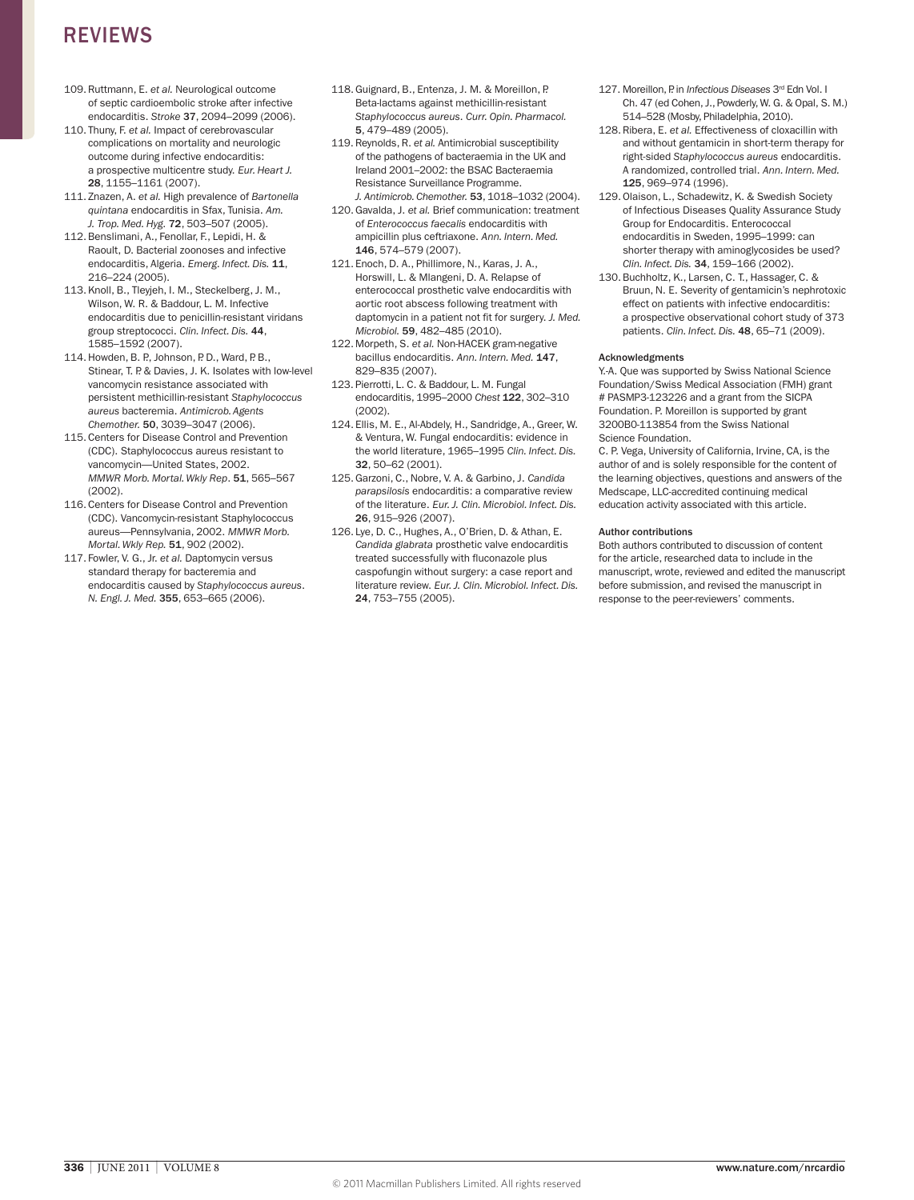109. Ruttmann, E. *et al.* Neurological outcome of septic cardioembolic stroke after infective endocarditis. *Stroke* **37**, 2094–2099 (2006).
110. Thuny, F. *et al.* Impact of cerebrovascular complications on mortality and neurologic outcome during infective endocarditis: a prospective multicentre study. *Eur. Heart J.* **28**, 1155–1161 (2007).
111. Znazen, A. *et al.* High prevalence of *Bartonella quintana* endocarditis in Sfax, Tunisia. *Am. J. Trop. Med. Hyg.* **72**, 503–507 (2005).
112. Benslimani, A., Fenollar, F., Lepidi, H. & Raoult, D. Bacterial zoonoses and infective endocarditis, Algeria. *Emerg. Infect. Dis.* **11**, 216–224 (2005).
113. Knoll, B., Tleyjeh, I. M., Steckelberg, J. M., Wilson, W. R. & Baddour, L. M. Infective endocarditis due to penicillin-resistant viridans group streptococci. *Clin. Infect. Dis.* **44**, 1585–1592 (2007).
114. Howden, B. P., Johnson, P. D., Ward, P. B., Stinear, T. P. & Davies, J. K. Isolates with low-level vancomycin resistance associated with persistent methicillin-resistant *Staphylococcus aureus* bacteremia. *Antimicrob. Agents Chemother.* **50**, 3039–3047 (2006).
115. Centers for Disease Control and Prevention (CDC). Staphylococcus aureus resistant to vancomycin—United States, 2002. *MMWR Morb. Mortal. Wkly Rep.* **51**, 565–567 (2002).
116. Centers for Disease Control and Prevention (CDC). Vancomycin-resistant Staphylococcus aureus—Pennsylvania, 2002. *MMWR Morb. Mortal. Wkly Rep.* **51**, 902 (2002).
117. Fowler, V. G., Jr. *et al.* Daptomycin versus standard therapy for bacteremia and endocarditis caused by *Staphylococcus aureus*. *N. Engl. J. Med.* **355**, 653–665 (2006).
118. Guignard, B., Entenza, J. M. & Moreillon, P. Beta-lactams against methicillin-resistant *Staphylococcus aureus*. *Curr. Opin. Pharmacol.* **5**, 479–489 (2005).
119. Reynolds, R. *et al.* Antimicrobial susceptibility of the pathogens of bacteraemia in the UK and Ireland 2001–2002: the BSAC Bacteraemia Resistance Surveillance Programme. *J. Antimicrob. Chemother.* **53**, 1018–1032 (2004).
120. Gavalda, J. *et al.* Brief communication: treatment of *Enterococcus faecalis* endocarditis with ampicillin plus ceftriaxone. *Ann. Intern. Med.* **146**, 574–579 (2007).
121. Enoch, D. A., Phillimore, N., Karas, J. A., Horswill, L. & Mlangeni, D. A. Relapse of enterococcal prosthetic valve endocarditis with aortic root abscess following treatment with daptomycin in a patient not fit for surgery. *J. Med. Microbiol.* **59**, 482–485 (2010).
122. Morpeth, S. *et al.* Non-HACEK gram-negative bacillus endocarditis. *Ann. Intern. Med.* **147**, 829–835 (2007).
123. Pierrotti, L. C. & Baddour, L. M. Fungal endocarditis, 1995–2000 *Chest* **122**, 302–310 (2002).
124. Ellis, M. E., Al-Abdely, H., Sandridge, A., Greer, W. & Ventura, W. Fungal endocarditis: evidence in the world literature, 1965–1995 *Clin. Infect. Dis.* **32**, 50–62 (2001).
125. Garzoni, C., Nobre, V. A. & Garbino, J. *Candida parapsilosis* endocarditis: a comparative review of the literature. *Eur. J. Clin. Microbiol. Infect. Dis.* **26**, 915–926 (2007).
126. Lye, D. C., Hughes, A., O'Brien, D. & Athan, E. *Candida glabrata* prosthetic valve endocarditis treated successfully with fluconazole plus caspofungin without surgery: a case report and literature review. *Eur. J. Clin. Microbiol. Infect. Dis.* **24**, 753–755 (2005).
127. Moreillon, P. in *Infectious Diseases* 3rd Edn Vol. I Ch. 47 (ed Cohen, J., Powderly, W. G. & Opal, S. M.) 514–528 (Mosby, Philadelphia, 2010).
128. Ribera, E. *et al.* Effectiveness of cloxacillin with and without gentamicin in short-term therapy for right-sided *Staphylococcus aureus* endocarditis. A randomized, controlled trial. *Ann. Intern. Med.* **125**, 969–974 (1996).
129. Olaison, L., Schadewitz, K. & Swedish Society of Infectious Diseases Quality Assurance Study Group for Endocarditis. Enterococcal endocarditis in Sweden, 1995–1999: can shorter therapy with aminoglycosides be used? *Clin. Infect. Dis.* **34**, 159–166 (2002).
130. Buchholtz, K., Larsen, C. T., Hassager, C. & Bruun, N. E. Severity of gentamicin's nephrotoxic effect on patients with infective endocarditis: a prospective observational cohort study of 373 patients. *Clin. Infect. Dis.* **48**, 65–71 (2009).

#### Acknowledgments

Y.-A. Que was supported by Swiss National Science Foundation/Swiss Medical Association (FMH) grant # PASMP3-123226 and a grant from the SICPA Foundation. P. Moreillon is supported by grant 3200B0-113854 from the Swiss National Science Foundation.

C. P. Vega, University of California, Irvine, CA, is the author of and is solely responsible for the content of the learning objectives, questions and answers of the Medscape, LLC-accredited continuing medical education activity associated with this article.

#### Author contributions

Both authors contributed to discussion of content for the article, researched data to include in the manuscript, wrote, reviewed and edited the manuscript before submission, and revised the manuscript in response to the peer-reviewers' comments.